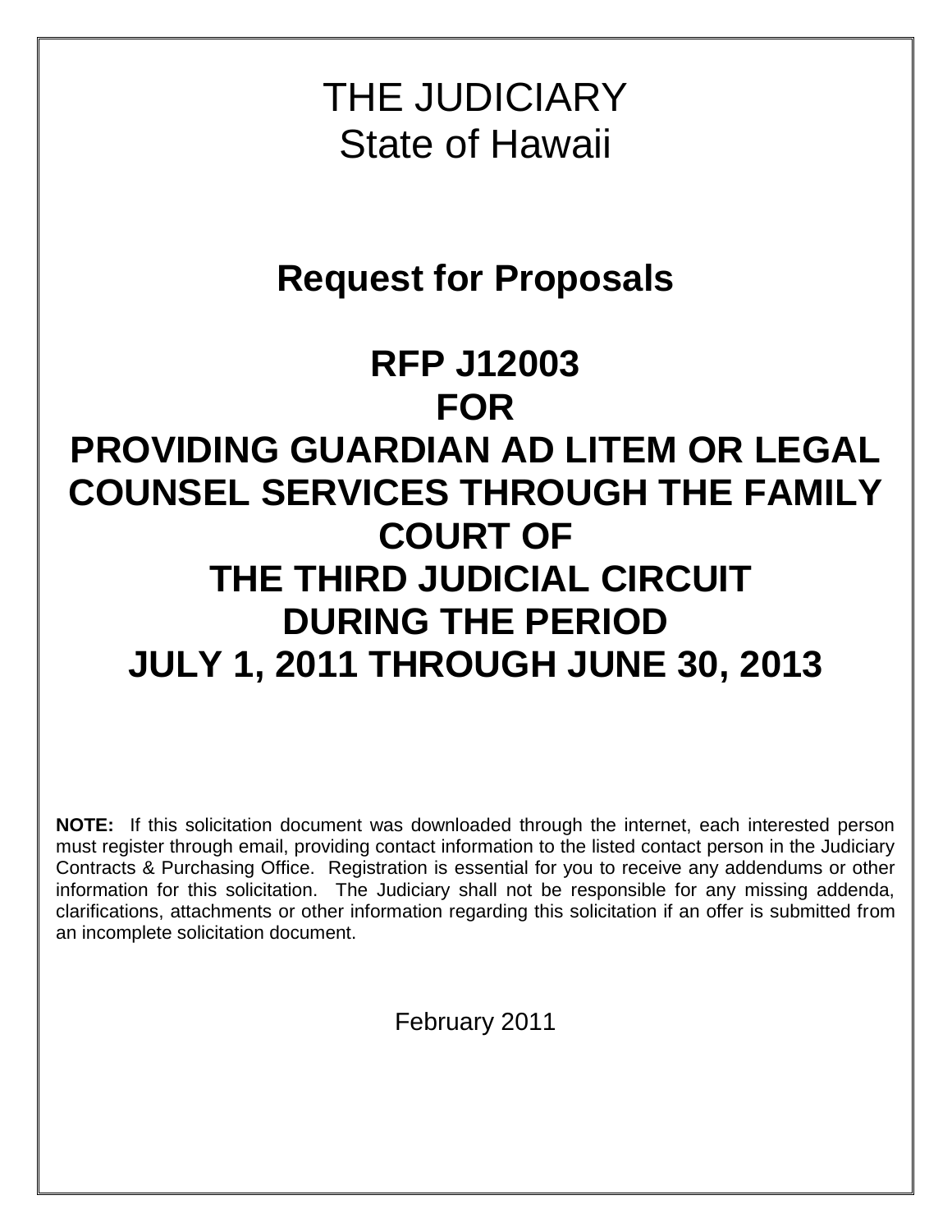# THE JUDICIARY
State of Hawaii

## Request for Proposals

## RFP J12003
## FOR
## PROVIDING GUARDIAN AD LITEM OR LEGAL COUNSEL SERVICES THROUGH THE FAMILY COURT OF THE THIRD JUDICIAL CIRCUIT DURING THE PERIOD JULY 1, 2011 THROUGH JUNE 30, 2013

**NOTE:** If this solicitation document was downloaded through the internet, each interested person must register through email, providing contact information to the listed contact person in the Judiciary Contracts & Purchasing Office. Registration is essential for you to receive any addendums or other information for this solicitation. The Judiciary shall not be responsible for any missing addenda, clarifications, attachments or other information regarding this solicitation if an offer is submitted from an incomplete solicitation document.

February 2011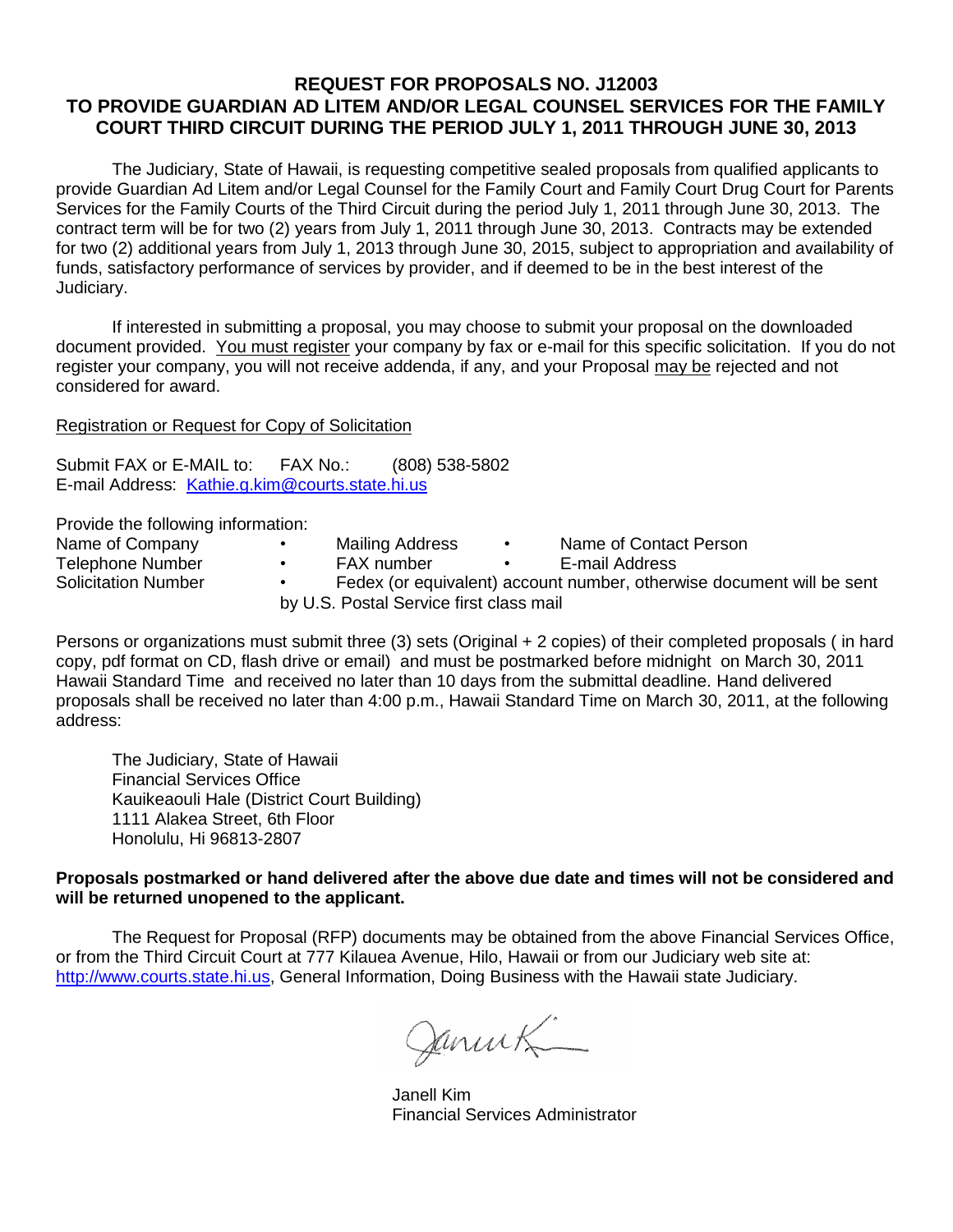# REQUEST FOR PROPOSALS NO. J12003 TO PROVIDE GUARDIAN AD LITEM AND/OR LEGAL COUNSEL SERVICES FOR THE FAMILY COURT THIRD CIRCUIT DURING THE PERIOD JULY 1, 2011 THROUGH JUNE 30, 2013

The Judiciary, State of Hawaii, is requesting competitive sealed proposals from qualified applicants to provide Guardian Ad Litem and/or Legal Counsel for the Family Court and Family Court Drug Court for Parents Services for the Family Courts of the Third Circuit during the period July 1, 2011 through June 30, 2013. The contract term will be for two (2) years from July 1, 2011 through June 30, 2013. Contracts may be extended for two (2) additional years from July 1, 2013 through June 30, 2015, subject to appropriation and availability of funds, satisfactory performance of services by provider, and if deemed to be in the best interest of the Judiciary.

If interested in submitting a proposal, you may choose to submit your proposal on the downloaded document provided. You must register your company by fax or e-mail for this specific solicitation. If you do not register your company, you will not receive addenda, if any, and your Proposal may be rejected and not considered for award.

Registration or Request for Copy of Solicitation

Submit FAX or E-MAIL to: FAX No.: (808) 538-5802
E-mail Address: Kathie.g.kim@courts.state.hi.us

Provide the following information:

- Name of Company
- Mailing Address
- Name of Contact Person
- Telephone Number
- FAX number
- E-mail Address
- Solicitation Number
- Fedex (or equivalent) account number, otherwise document will be sent by U.S. Postal Service first class mail

Persons or organizations must submit three (3) sets (Original + 2 copies) of their completed proposals ( in hard copy, pdf format on CD, flash drive or email) and must be postmarked before midnight on March 30, 2011 Hawaii Standard Time and received no later than 10 days from the submittal deadline. Hand delivered proposals shall be received no later than 4:00 p.m., Hawaii Standard Time on March 30, 2011, at the following address:

The Judiciary, State of Hawaii
Financial Services Office
Kauikeaouli Hale (District Court Building)
1111 Alakea Street, 6th Floor
Honolulu, Hi 96813-2807

**Proposals postmarked or hand delivered after the above due date and times will not be considered and will be returned unopened to the applicant.**

The Request for Proposal (RFP) documents may be obtained from the above Financial Services Office, or from the Third Circuit Court at 777 Kilauea Avenue, Hilo, Hawaii or from our Judiciary web site at: http://www.courts.state.hi.us, General Information, Doing Business with the Hawaii state Judiciary.

Janell Kim
Financial Services Administrator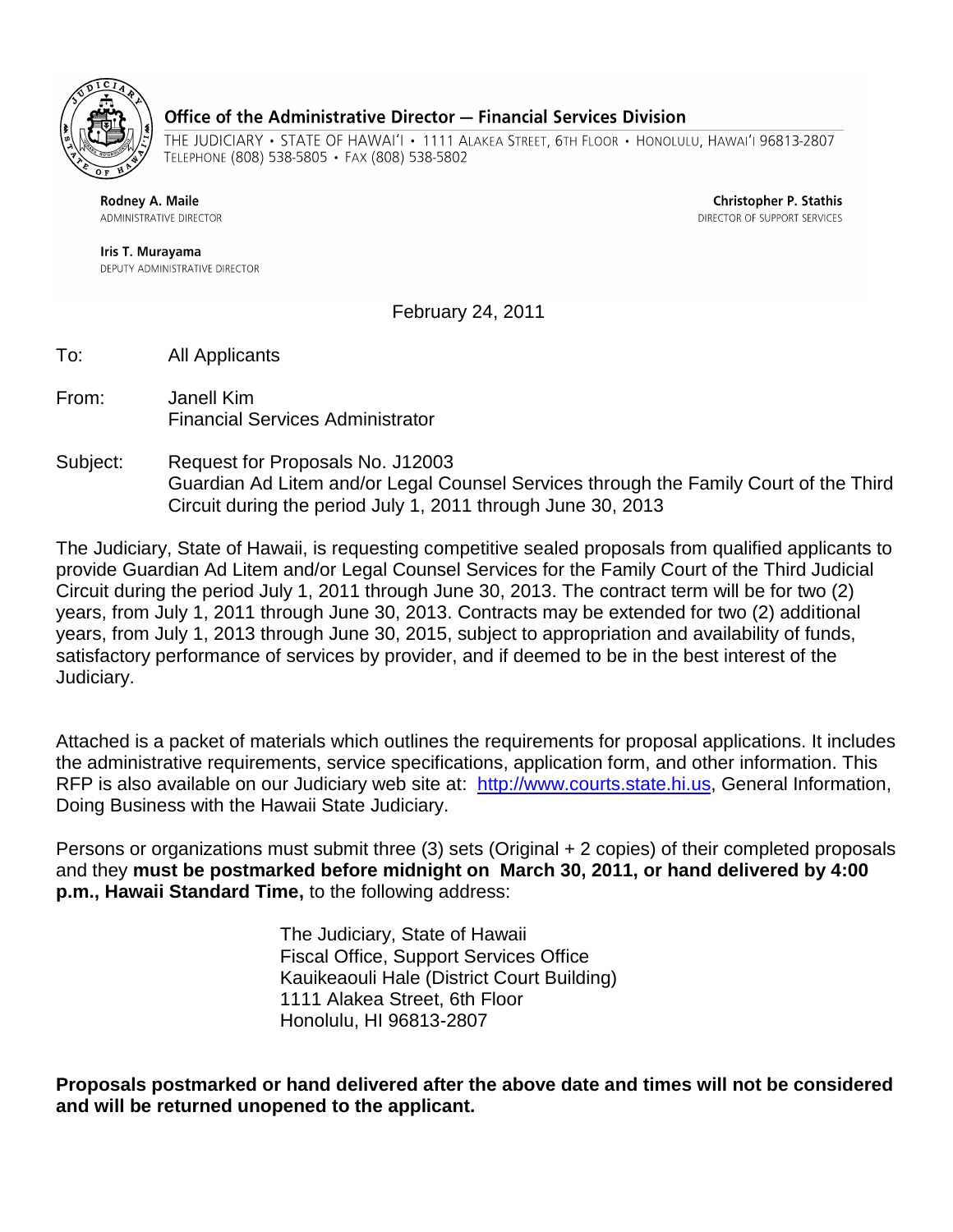**Office of the Administrative Director — Financial Services Division**

THE JUDICIARY • STATE OF HAWAI'I • 1111 ALAKEA STREET, 6TH FLOOR • HONOLULU, HAWAI'I 96813-2807
TELEPHONE (808) 538-5805 • FAX (808) 538-5802

**Rodney A. Maile**
ADMINISTRATIVE DIRECTOR

**Christopher P. Stathis**
DIRECTOR OF SUPPORT SERVICES

**Iris T. Murayama**
DEPUTY ADMINISTRATIVE DIRECTOR

February 24, 2011

To: All Applicants

From: Janell Kim
Financial Services Administrator

Subject: Request for Proposals No. J12003
Guardian Ad Litem and/or Legal Counsel Services through the Family Court of the Third Circuit during the period July 1, 2011 through June 30, 2013

The Judiciary, State of Hawaii, is requesting competitive sealed proposals from qualified applicants to provide Guardian Ad Litem and/or Legal Counsel Services for the Family Court of the Third Judicial Circuit during the period July 1, 2011 through June 30, 2013. The contract term will be for two (2) years, from July 1, 2011 through June 30, 2013. Contracts may be extended for two (2) additional years, from July 1, 2013 through June 30, 2015, subject to appropriation and availability of funds, satisfactory performance of services by provider, and if deemed to be in the best interest of the Judiciary.

Attached is a packet of materials which outlines the requirements for proposal applications. It includes the administrative requirements, service specifications, application form, and other information. This RFP is also available on our Judiciary web site at: [http://www.courts.state.hi.us](http://www.courts.state.hi.us), General Information, Doing Business with the Hawaii State Judiciary.

Persons or organizations must submit three (3) sets (Original + 2 copies) of their completed proposals and they **must be postmarked before midnight on March 30, 2011, or hand delivered by 4:00 p.m., Hawaii Standard Time,** to the following address:

The Judiciary, State of Hawaii
Fiscal Office, Support Services Office
Kauikeaouli Hale (District Court Building)
1111 Alakea Street, 6th Floor
Honolulu, HI 96813-2807

**Proposals postmarked or hand delivered after the above date and times will not be considered and will be returned unopened to the applicant.**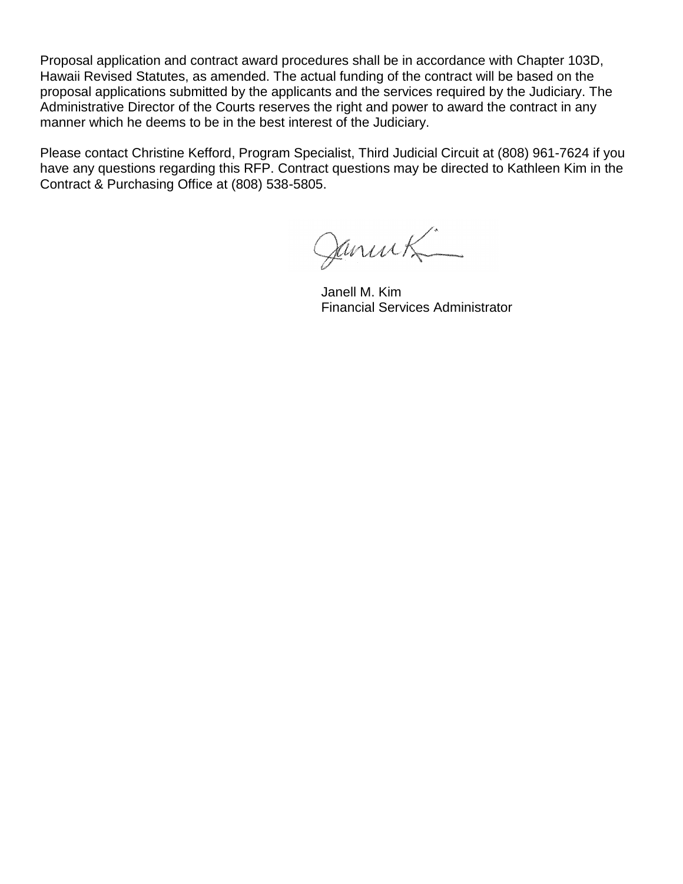Proposal application and contract award procedures shall be in accordance with Chapter 103D, Hawaii Revised Statutes, as amended. The actual funding of the contract will be based on the proposal applications submitted by the applicants and the services required by the Judiciary. The Administrative Director of the Courts reserves the right and power to award the contract in any manner which he deems to be in the best interest of the Judiciary.

Please contact Christine Kefford, Program Specialist, Third Judicial Circuit at (808) 961-7624 if you have any questions regarding this RFP. Contract questions may be directed to Kathleen Kim in the Contract & Purchasing Office at (808) 538-5805.

Janell M. Kim
Financial Services Administrator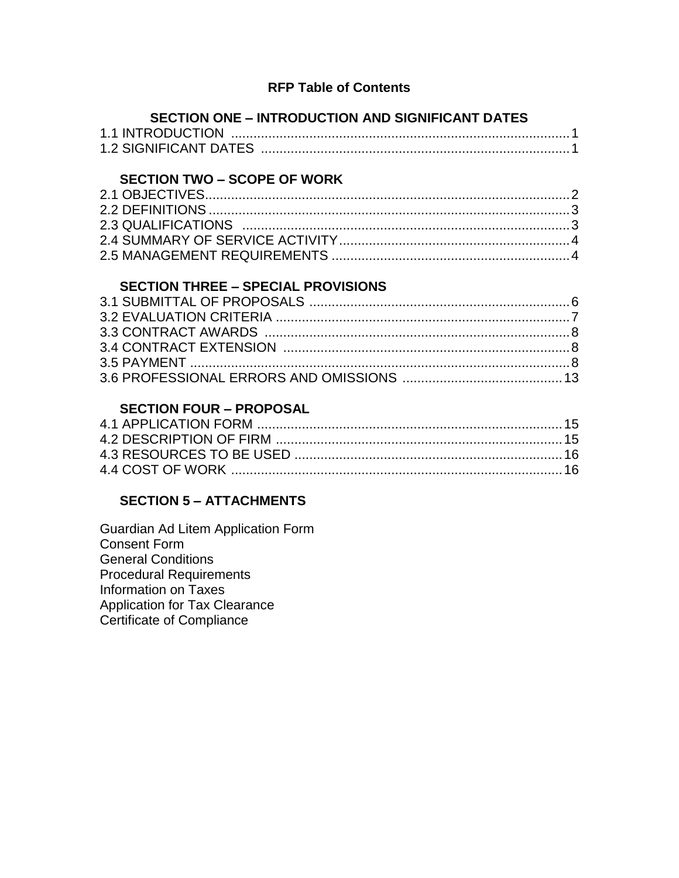# RFP Table of Contents

## SECTION ONE – INTRODUCTION AND SIGNIFICANT DATES

1.1 INTRODUCTION .......... 1
1.2 SIGNIFICANT DATES .......... 1

## SECTION TWO – SCOPE OF WORK

2.1 OBJECTIVES .......... 2
2.2 DEFINITIONS .......... 3
2.3 QUALIFICATIONS .......... 3
2.4 SUMMARY OF SERVICE ACTIVITY .......... 4
2.5 MANAGEMENT REQUIREMENTS .......... 4

## SECTION THREE – SPECIAL PROVISIONS

3.1 SUBMITTAL OF PROPOSALS .......... 6
3.2 EVALUATION CRITERIA .......... 7
3.3 CONTRACT AWARDS .......... 8
3.4 CONTRACT EXTENSION .......... 8
3.5 PAYMENT .......... 8
3.6 PROFESSIONAL ERRORS AND OMISSIONS .......... 13

## SECTION FOUR – PROPOSAL

4.1 APPLICATION FORM .......... 15
4.2 DESCRIPTION OF FIRM .......... 15
4.3 RESOURCES TO BE USED .......... 16
4.4 COST OF WORK .......... 16

## SECTION 5 – ATTACHMENTS

Guardian Ad Litem Application Form
Consent Form
General Conditions
Procedural Requirements
Information on Taxes
Application for Tax Clearance
Certificate of Compliance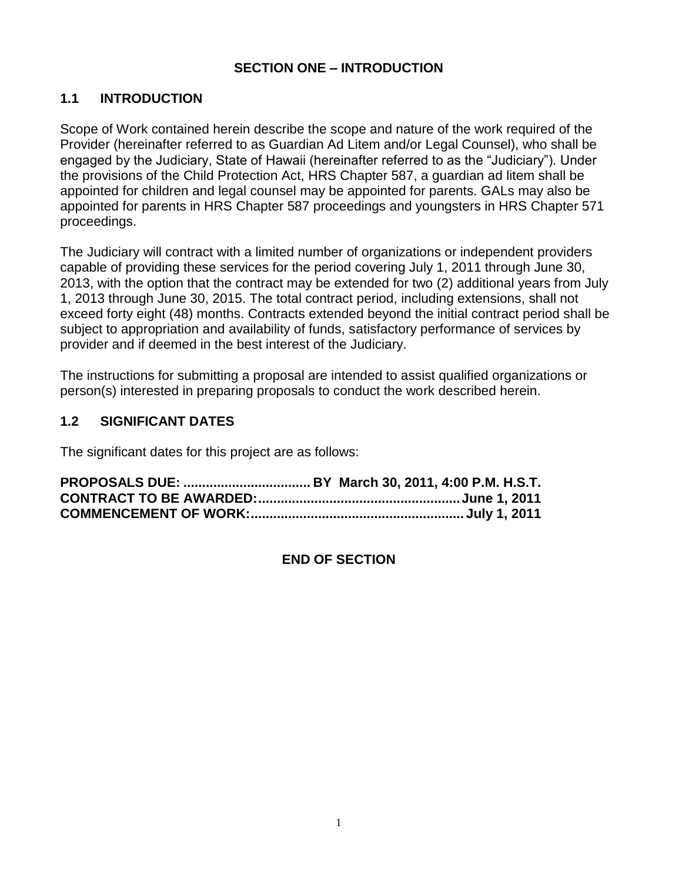# SECTION ONE – INTRODUCTION

## 1.1 INTRODUCTION

Scope of Work contained herein describe the scope and nature of the work required of the Provider (hereinafter referred to as Guardian Ad Litem and/or Legal Counsel), who shall be engaged by the Judiciary, State of Hawaii (hereinafter referred to as the "Judiciary"). Under the provisions of the Child Protection Act, HRS Chapter 587, a guardian ad litem shall be appointed for children and legal counsel may be appointed for parents. GALs may also be appointed for parents in HRS Chapter 587 proceedings and youngsters in HRS Chapter 571 proceedings.

The Judiciary will contract with a limited number of organizations or independent providers capable of providing these services for the period covering July 1, 2011 through June 30, 2013, with the option that the contract may be extended for two (2) additional years from July 1, 2013 through June 30, 2015. The total contract period, including extensions, shall not exceed forty eight (48) months. Contracts extended beyond the initial contract period shall be subject to appropriation and availability of funds, satisfactory performance of services by provider and if deemed in the best interest of the Judiciary.

The instructions for submitting a proposal are intended to assist qualified organizations or person(s) interested in preparing proposals to conduct the work described herein.

## 1.2 SIGNIFICANT DATES

The significant dates for this project are as follows:

**PROPOSALS DUE: .................................. BY March 30, 2011, 4:00 P.M. H.S.T.**
**CONTRACT TO BE AWARDED:...................................................... June 1, 2011**
**COMMENCEMENT OF WORK:........................................................ July 1, 2011**

**END OF SECTION**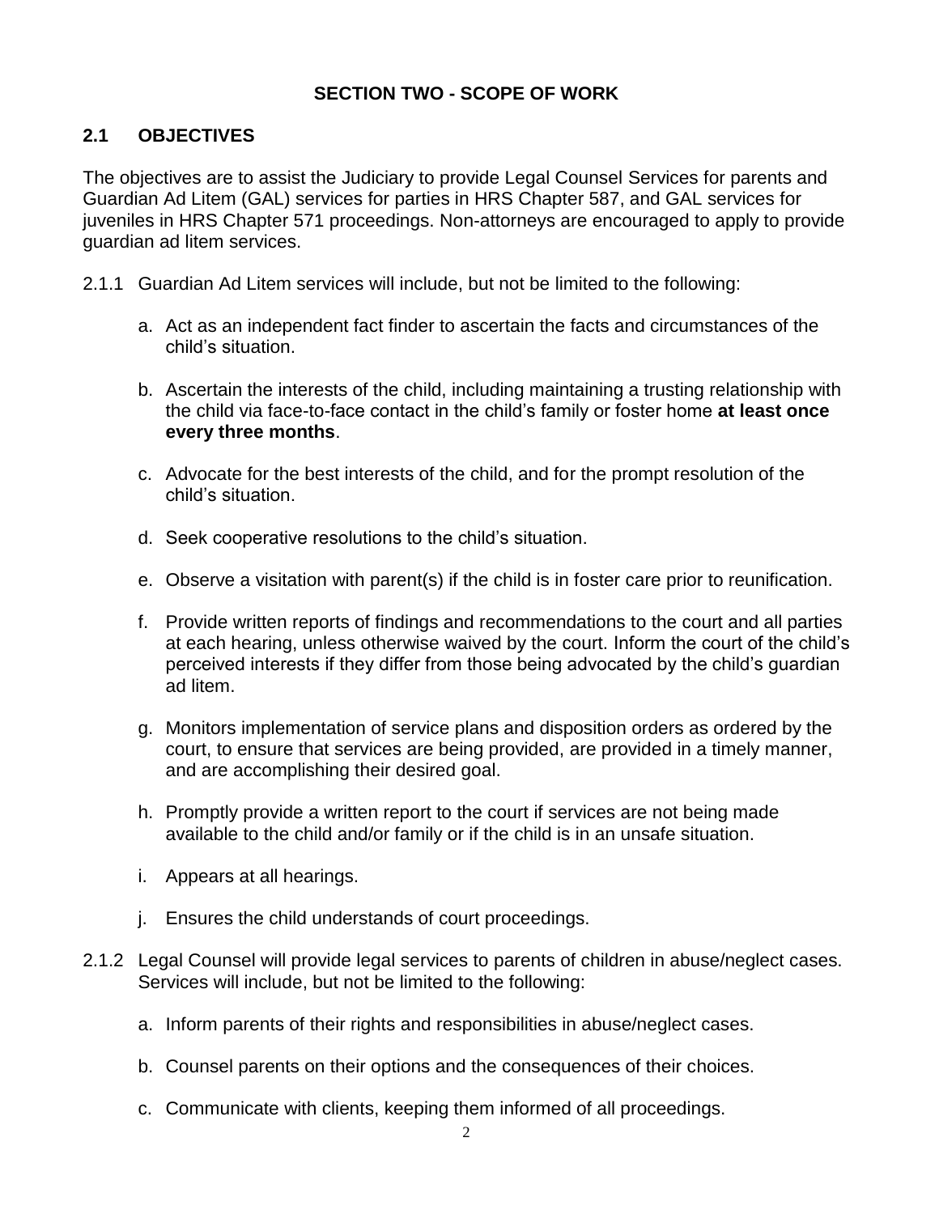## SECTION TWO - SCOPE OF WORK

### 2.1 OBJECTIVES

The objectives are to assist the Judiciary to provide Legal Counsel Services for parents and Guardian Ad Litem (GAL) services for parties in HRS Chapter 587, and GAL services for juveniles in HRS Chapter 571 proceedings. Non-attorneys are encouraged to apply to provide guardian ad litem services.

2.1.1 Guardian Ad Litem services will include, but not be limited to the following:

a. Act as an independent fact finder to ascertain the facts and circumstances of the child's situation.

b. Ascertain the interests of the child, including maintaining a trusting relationship with the child via face-to-face contact in the child's family or foster home **at least once every three months**.

c. Advocate for the best interests of the child, and for the prompt resolution of the child's situation.

d. Seek cooperative resolutions to the child's situation.

e. Observe a visitation with parent(s) if the child is in foster care prior to reunification.

f. Provide written reports of findings and recommendations to the court and all parties at each hearing, unless otherwise waived by the court. Inform the court of the child's perceived interests if they differ from those being advocated by the child's guardian ad litem.

g. Monitors implementation of service plans and disposition orders as ordered by the court, to ensure that services are being provided, are provided in a timely manner, and are accomplishing their desired goal.

h. Promptly provide a written report to the court if services are not being made available to the child and/or family or if the child is in an unsafe situation.

i. Appears at all hearings.

j. Ensures the child understands of court proceedings.

2.1.2 Legal Counsel will provide legal services to parents of children in abuse/neglect cases. Services will include, but not be limited to the following:

a. Inform parents of their rights and responsibilities in abuse/neglect cases.

b. Counsel parents on their options and the consequences of their choices.

c. Communicate with clients, keeping them informed of all proceedings.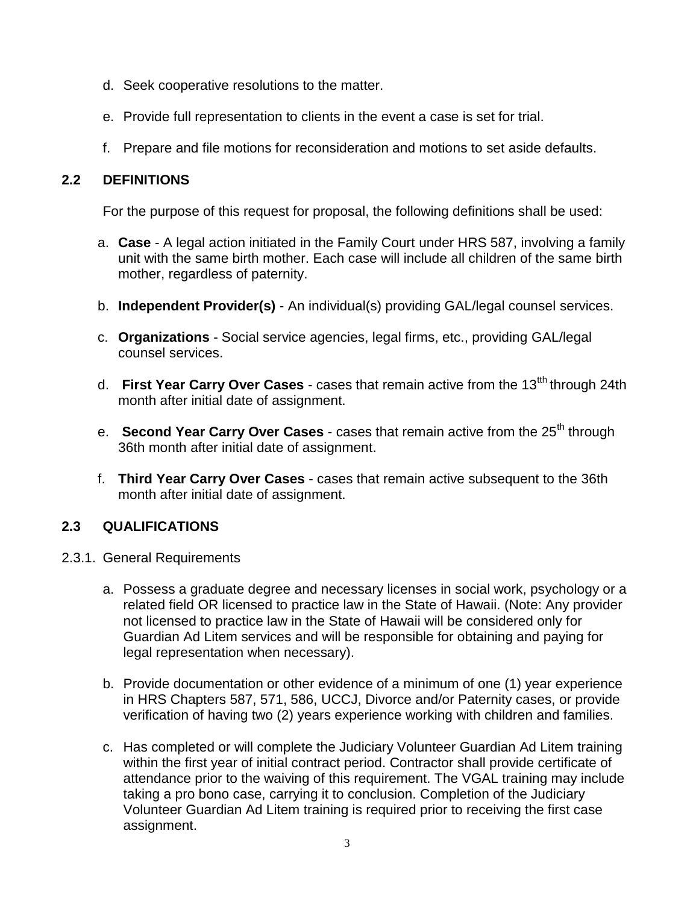d. Seek cooperative resolutions to the matter.

e. Provide full representation to clients in the event a case is set for trial.

f. Prepare and file motions for reconsideration and motions to set aside defaults.

## 2.2 DEFINITIONS

For the purpose of this request for proposal, the following definitions shall be used:

a. **Case** - A legal action initiated in the Family Court under HRS 587, involving a family unit with the same birth mother. Each case will include all children of the same birth mother, regardless of paternity.

b. **Independent Provider(s)** - An individual(s) providing GAL/legal counsel services.

c. **Organizations** - Social service agencies, legal firms, etc., providing GAL/legal counsel services.

d. **First Year Carry Over Cases** - cases that remain active from the 13tth through 24th month after initial date of assignment.

e. **Second Year Carry Over Cases** - cases that remain active from the 25th through 36th month after initial date of assignment.

f. **Third Year Carry Over Cases** - cases that remain active subsequent to the 36th month after initial date of assignment.

## 2.3 QUALIFICATIONS

2.3.1. General Requirements

a. Possess a graduate degree and necessary licenses in social work, psychology or a related field OR licensed to practice law in the State of Hawaii. (Note: Any provider not licensed to practice law in the State of Hawaii will be considered only for Guardian Ad Litem services and will be responsible for obtaining and paying for legal representation when necessary).

b. Provide documentation or other evidence of a minimum of one (1) year experience in HRS Chapters 587, 571, 586, UCCJ, Divorce and/or Paternity cases, or provide verification of having two (2) years experience working with children and families.

c. Has completed or will complete the Judiciary Volunteer Guardian Ad Litem training within the first year of initial contract period. Contractor shall provide certificate of attendance prior to the waiving of this requirement. The VGAL training may include taking a pro bono case, carrying it to conclusion. Completion of the Judiciary Volunteer Guardian Ad Litem training is required prior to receiving the first case assignment.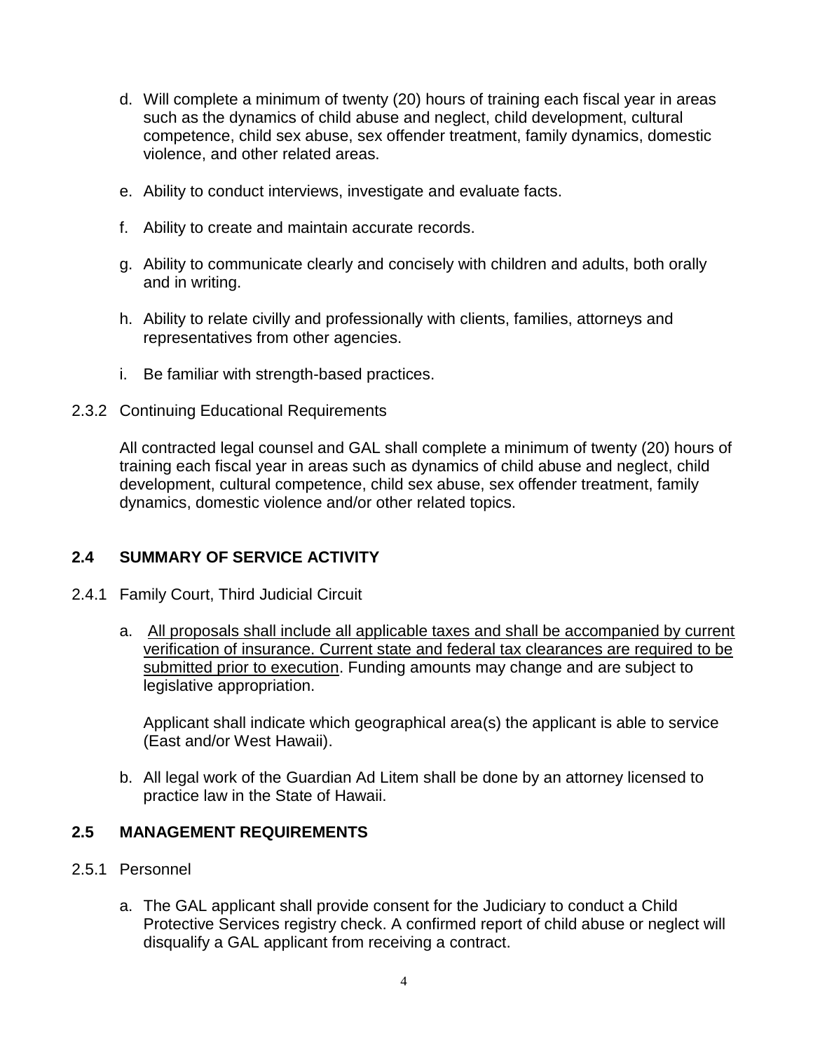d. Will complete a minimum of twenty (20) hours of training each fiscal year in areas such as the dynamics of child abuse and neglect, child development, cultural competence, child sex abuse, sex offender treatment, family dynamics, domestic violence, and other related areas.

e. Ability to conduct interviews, investigate and evaluate facts.

f. Ability to create and maintain accurate records.

g. Ability to communicate clearly and concisely with children and adults, both orally and in writing.

h. Ability to relate civilly and professionally with clients, families, attorneys and representatives from other agencies.

i. Be familiar with strength-based practices.

2.3.2 Continuing Educational Requirements

All contracted legal counsel and GAL shall complete a minimum of twenty (20) hours of training each fiscal year in areas such as dynamics of child abuse and neglect, child development, cultural competence, child sex abuse, sex offender treatment, family dynamics, domestic violence and/or other related topics.

## 2.4 SUMMARY OF SERVICE ACTIVITY

2.4.1 Family Court, Third Judicial Circuit

a. <u>All proposals shall include all applicable taxes and shall be accompanied by current verification of insurance. Current state and federal tax clearances are required to be submitted prior to execution</u>. Funding amounts may change and are subject to legislative appropriation.

   Applicant shall indicate which geographical area(s) the applicant is able to service (East and/or West Hawaii).

b. All legal work of the Guardian Ad Litem shall be done by an attorney licensed to practice law in the State of Hawaii.

## 2.5 MANAGEMENT REQUIREMENTS

2.5.1 Personnel

a. The GAL applicant shall provide consent for the Judiciary to conduct a Child Protective Services registry check. A confirmed report of child abuse or neglect will disqualify a GAL applicant from receiving a contract.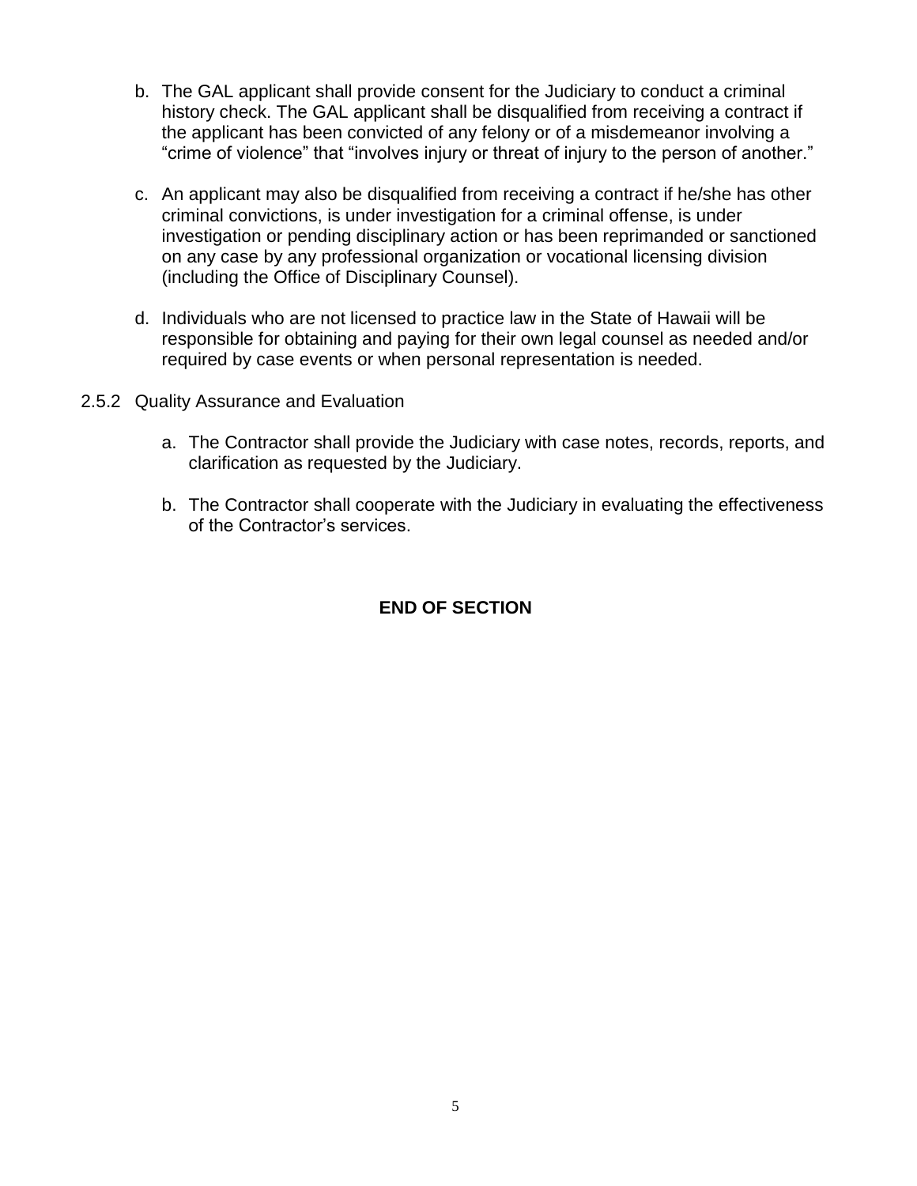b. The GAL applicant shall provide consent for the Judiciary to conduct a criminal history check. The GAL applicant shall be disqualified from receiving a contract if the applicant has been convicted of any felony or of a misdemeanor involving a “crime of violence” that “involves injury or threat of injury to the person of another.”

c. An applicant may also be disqualified from receiving a contract if he/she has other criminal convictions, is under investigation for a criminal offense, is under investigation or pending disciplinary action or has been reprimanded or sanctioned on any case by any professional organization or vocational licensing division (including the Office of Disciplinary Counsel).

d. Individuals who are not licensed to practice law in the State of Hawaii will be responsible for obtaining and paying for their own legal counsel as needed and/or required by case events or when personal representation is needed.

2.5.2 Quality Assurance and Evaluation

a. The Contractor shall provide the Judiciary with case notes, records, reports, and clarification as requested by the Judiciary.

b. The Contractor shall cooperate with the Judiciary in evaluating the effectiveness of the Contractor’s services.

**END OF SECTION**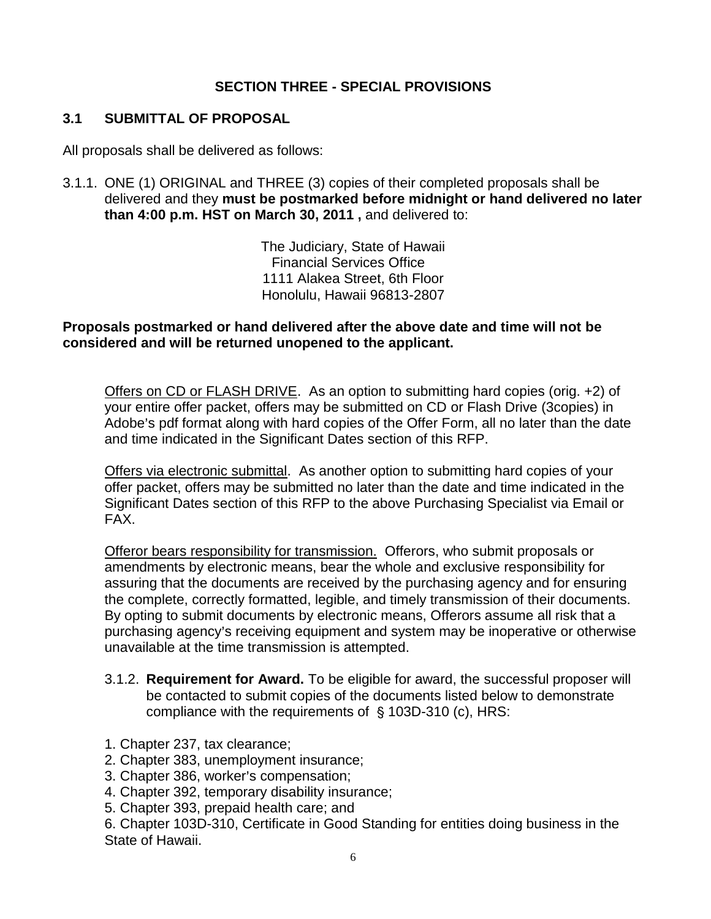## SECTION THREE - SPECIAL PROVISIONS

### 3.1 SUBMITTAL OF PROPOSAL

All proposals shall be delivered as follows:

3.1.1. ONE (1) ORIGINAL and THREE (3) copies of their completed proposals shall be delivered and they **must be postmarked before midnight or hand delivered no later than 4:00 p.m. HST on March 30, 2011 ,** and delivered to:

The Judiciary, State of Hawaii
Financial Services Office
1111 Alakea Street, 6th Floor
Honolulu, Hawaii 96813-2807

**Proposals postmarked or hand delivered after the above date and time will not be considered and will be returned unopened to the applicant.**

Offers on CD or FLASH DRIVE. As an option to submitting hard copies (orig. +2) of your entire offer packet, offers may be submitted on CD or Flash Drive (3copies) in Adobe's pdf format along with hard copies of the Offer Form, all no later than the date and time indicated in the Significant Dates section of this RFP.

Offers via electronic submittal. As another option to submitting hard copies of your offer packet, offers may be submitted no later than the date and time indicated in the Significant Dates section of this RFP to the above Purchasing Specialist via Email or FAX.

Offeror bears responsibility for transmission. Offerors, who submit proposals or amendments by electronic means, bear the whole and exclusive responsibility for assuring that the documents are received by the purchasing agency and for ensuring the complete, correctly formatted, legible, and timely transmission of their documents. By opting to submit documents by electronic means, Offerors assume all risk that a purchasing agency's receiving equipment and system may be inoperative or otherwise unavailable at the time transmission is attempted.

3.1.2. **Requirement for Award.** To be eligible for award, the successful proposer will be contacted to submit copies of the documents listed below to demonstrate compliance with the requirements of § 103D-310 (c), HRS:

1. Chapter 237, tax clearance;
2. Chapter 383, unemployment insurance;
3. Chapter 386, worker's compensation;
4. Chapter 392, temporary disability insurance;
5. Chapter 393, prepaid health care; and
6. Chapter 103D-310, Certificate in Good Standing for entities doing business in the State of Hawaii.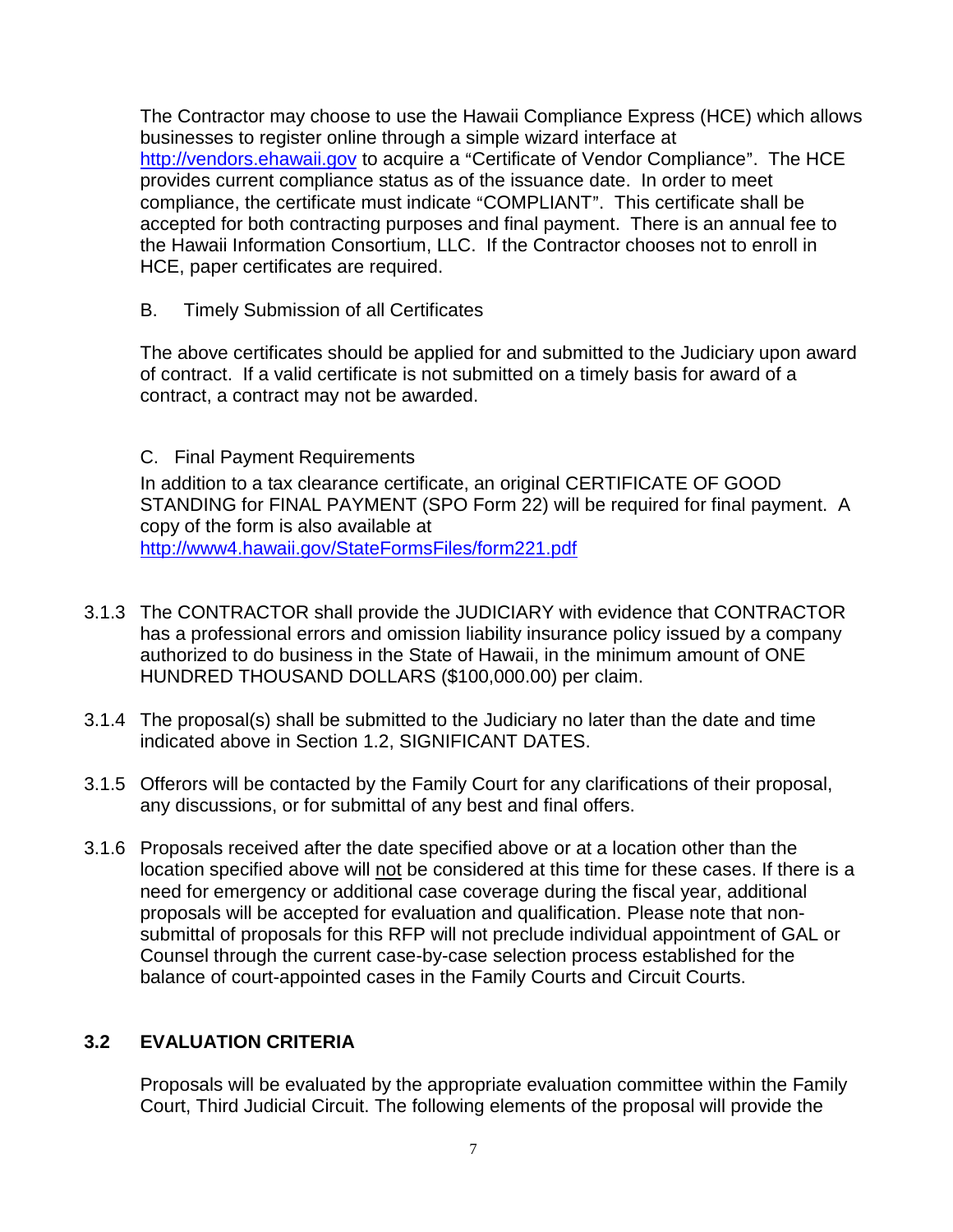The Contractor may choose to use the Hawaii Compliance Express (HCE) which allows businesses to register online through a simple wizard interface at http://vendors.ehawaii.gov to acquire a "Certificate of Vendor Compliance". The HCE provides current compliance status as of the issuance date. In order to meet compliance, the certificate must indicate "COMPLIANT". This certificate shall be accepted for both contracting purposes and final payment. There is an annual fee to the Hawaii Information Consortium, LLC. If the Contractor chooses not to enroll in HCE, paper certificates are required.

B. Timely Submission of all Certificates

The above certificates should be applied for and submitted to the Judiciary upon award of contract. If a valid certificate is not submitted on a timely basis for award of a contract, a contract may not be awarded.

C. Final Payment Requirements

In addition to a tax clearance certificate, an original CERTIFICATE OF GOOD STANDING for FINAL PAYMENT (SPO Form 22) will be required for final payment. A copy of the form is also available at http://www4.hawaii.gov/StateFormsFiles/form221.pdf

3.1.3 The CONTRACTOR shall provide the JUDICIARY with evidence that CONTRACTOR has a professional errors and omission liability insurance policy issued by a company authorized to do business in the State of Hawaii, in the minimum amount of ONE HUNDRED THOUSAND DOLLARS ($100,000.00) per claim.

3.1.4 The proposal(s) shall be submitted to the Judiciary no later than the date and time indicated above in Section 1.2, SIGNIFICANT DATES.

3.1.5 Offerors will be contacted by the Family Court for any clarifications of their proposal, any discussions, or for submittal of any best and final offers.

3.1.6 Proposals received after the date specified above or at a location other than the location specified above will <u>not</u> be considered at this time for these cases. If there is a need for emergency or additional case coverage during the fiscal year, additional proposals will be accepted for evaluation and qualification. Please note that non-submittal of proposals for this RFP will not preclude individual appointment of GAL or Counsel through the current case-by-case selection process established for the balance of court-appointed cases in the Family Courts and Circuit Courts.

## 3.2 EVALUATION CRITERIA

Proposals will be evaluated by the appropriate evaluation committee within the Family Court, Third Judicial Circuit. The following elements of the proposal will provide the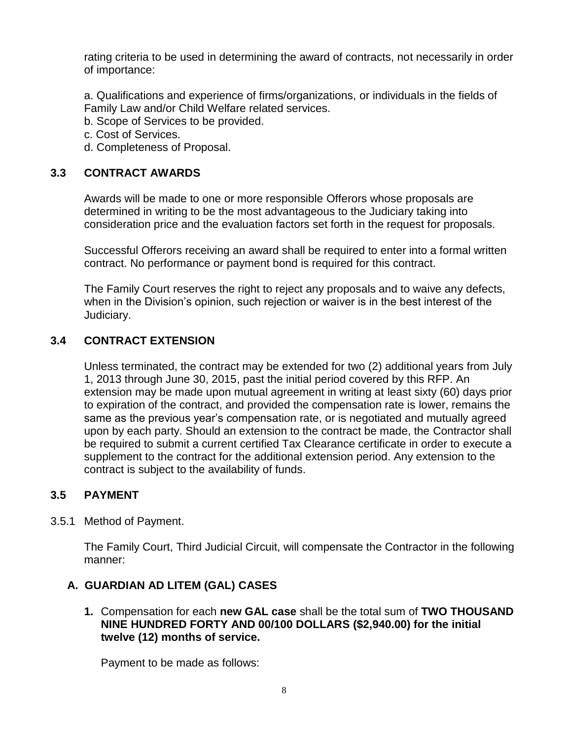rating criteria to be used in determining the award of contracts, not necessarily in order of importance:

a. Qualifications and experience of firms/organizations, or individuals in the fields of Family Law and/or Child Welfare related services.
b. Scope of Services to be provided.
c. Cost of Services.
d. Completeness of Proposal.

### 3.3 CONTRACT AWARDS

Awards will be made to one or more responsible Offerors whose proposals are determined in writing to be the most advantageous to the Judiciary taking into consideration price and the evaluation factors set forth in the request for proposals.

Successful Offerors receiving an award shall be required to enter into a formal written contract. No performance or payment bond is required for this contract.

The Family Court reserves the right to reject any proposals and to waive any defects, when in the Division's opinion, such rejection or waiver is in the best interest of the Judiciary.

### 3.4 CONTRACT EXTENSION

Unless terminated, the contract may be extended for two (2) additional years from July 1, 2013 through June 30, 2015, past the initial period covered by this RFP. An extension may be made upon mutual agreement in writing at least sixty (60) days prior to expiration of the contract, and provided the compensation rate is lower, remains the same as the previous year's compensation rate, or is negotiated and mutually agreed upon by each party. Should an extension to the contract be made, the Contractor shall be required to submit a current certified Tax Clearance certificate in order to execute a supplement to the contract for the additional extension period. Any extension to the contract is subject to the availability of funds.

### 3.5 PAYMENT

3.5.1 Method of Payment.

The Family Court, Third Judicial Circuit, will compensate the Contractor in the following manner:

#### A. GUARDIAN AD LITEM (GAL) CASES

**1.** Compensation for each **new GAL case** shall be the total sum of **TWO THOUSAND NINE HUNDRED FORTY AND 00/100 DOLLARS ($2,940.00) for the initial twelve (12) months of service.**

Payment to be made as follows: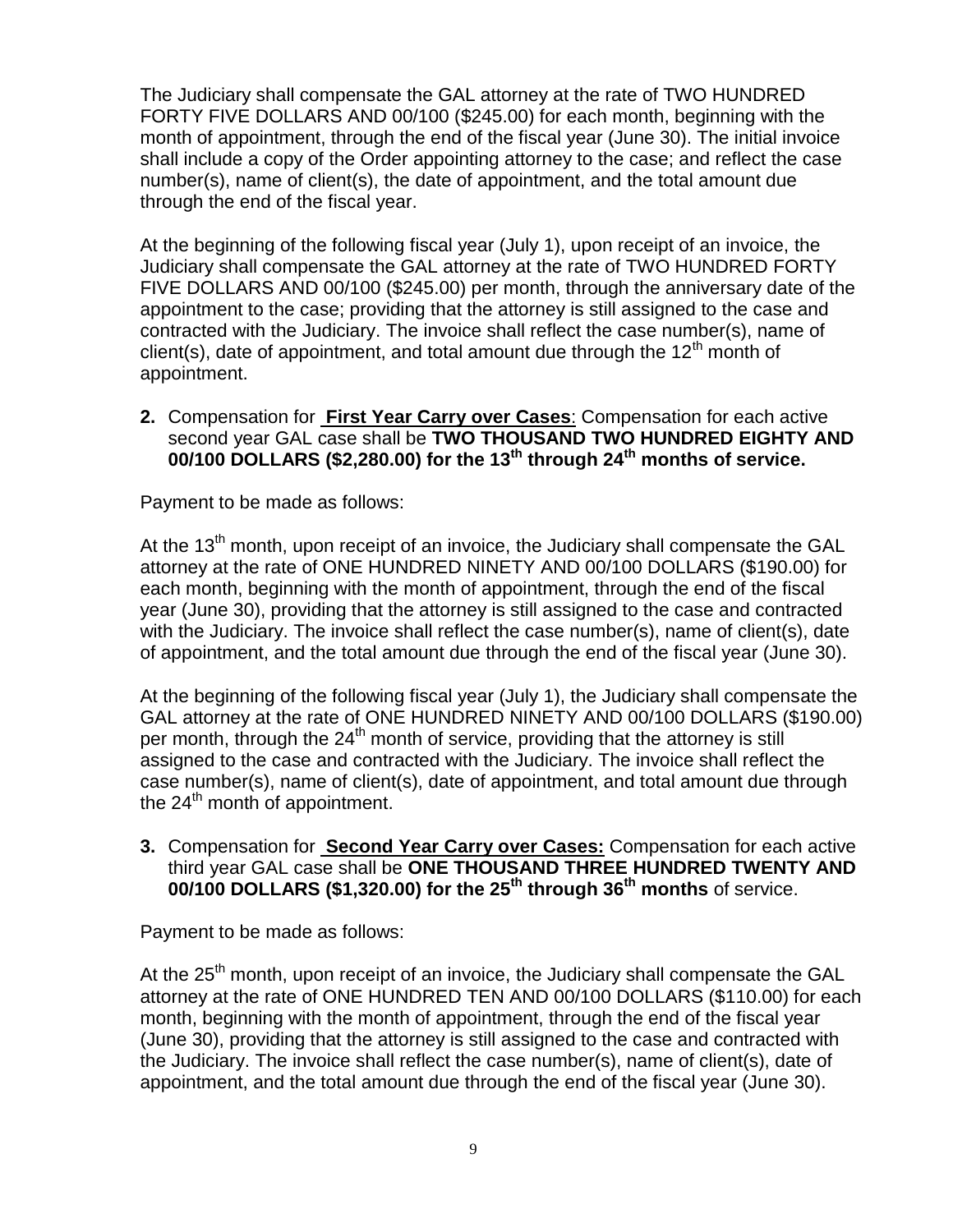The Judiciary shall compensate the GAL attorney at the rate of TWO HUNDRED FORTY FIVE DOLLARS AND 00/100 ($245.00) for each month, beginning with the month of appointment, through the end of the fiscal year (June 30). The initial invoice shall include a copy of the Order appointing attorney to the case; and reflect the case number(s), name of client(s), the date of appointment, and the total amount due through the end of the fiscal year.

At the beginning of the following fiscal year (July 1), upon receipt of an invoice, the Judiciary shall compensate the GAL attorney at the rate of TWO HUNDRED FORTY FIVE DOLLARS AND 00/100 ($245.00) per month, through the anniversary date of the appointment to the case; providing that the attorney is still assigned to the case and contracted with the Judiciary. The invoice shall reflect the case number(s), name of client(s), date of appointment, and total amount due through the 12th month of appointment.

**2.** Compensation for **First Year Carry over Cases**: Compensation for each active second year GAL case shall be **TWO THOUSAND TWO HUNDRED EIGHTY AND 00/100 DOLLARS ($2,280.00) for the 13th through 24th months of service.**

Payment to be made as follows:

At the 13th month, upon receipt of an invoice, the Judiciary shall compensate the GAL attorney at the rate of ONE HUNDRED NINETY AND 00/100 DOLLARS ($190.00) for each month, beginning with the month of appointment, through the end of the fiscal year (June 30), providing that the attorney is still assigned to the case and contracted with the Judiciary. The invoice shall reflect the case number(s), name of client(s), date of appointment, and the total amount due through the end of the fiscal year (June 30).

At the beginning of the following fiscal year (July 1), the Judiciary shall compensate the GAL attorney at the rate of ONE HUNDRED NINETY AND 00/100 DOLLARS ($190.00) per month, through the 24th month of service, providing that the attorney is still assigned to the case and contracted with the Judiciary. The invoice shall reflect the case number(s), name of client(s), date of appointment, and total amount due through the 24th month of appointment.

**3.** Compensation for **Second Year Carry over Cases:** Compensation for each active third year GAL case shall be **ONE THOUSAND THREE HUNDRED TWENTY AND 00/100 DOLLARS ($1,320.00) for the 25th through 36th months** of service.

Payment to be made as follows:

At the 25th month, upon receipt of an invoice, the Judiciary shall compensate the GAL attorney at the rate of ONE HUNDRED TEN AND 00/100 DOLLARS ($110.00) for each month, beginning with the month of appointment, through the end of the fiscal year (June 30), providing that the attorney is still assigned to the case and contracted with the Judiciary. The invoice shall reflect the case number(s), name of client(s), date of appointment, and the total amount due through the end of the fiscal year (June 30).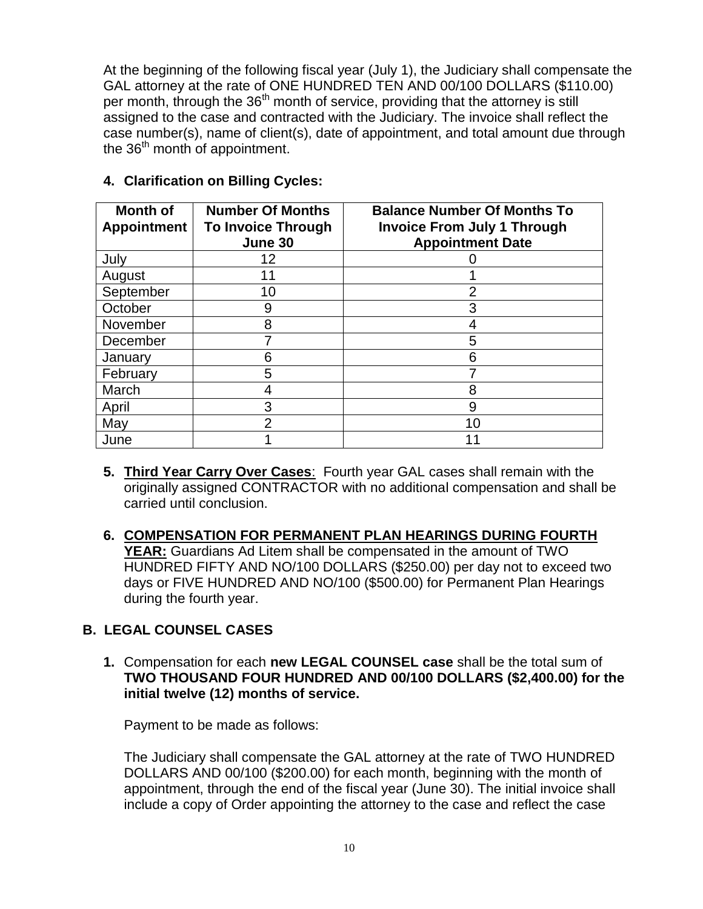At the beginning of the following fiscal year (July 1), the Judiciary shall compensate the GAL attorney at the rate of ONE HUNDRED TEN AND 00/100 DOLLARS ($110.00) per month, through the 36th month of service, providing that the attorney is still assigned to the case and contracted with the Judiciary. The invoice shall reflect the case number(s), name of client(s), date of appointment, and total amount due through the 36th month of appointment.

4. **Clarification on Billing Cycles:**

| Month of Appointment | Number Of Months To Invoice Through June 30 | Balance Number Of Months To Invoice From July 1 Through Appointment Date |
|---|---|---|
| July | 12 | 0 |
| August | 11 | 1 |
| September | 10 | 2 |
| October | 9 | 3 |
| November | 8 | 4 |
| December | 7 | 5 |
| January | 6 | 6 |
| February | 5 | 7 |
| March | 4 | 8 |
| April | 3 | 9 |
| May | 2 | 10 |
| June | 1 | 11 |

5. **Third Year Carry Over Cases**: Fourth year GAL cases shall remain with the originally assigned CONTRACTOR with no additional compensation and shall be carried until conclusion.

6. **COMPENSATION FOR PERMANENT PLAN HEARINGS DURING FOURTH YEAR:** Guardians Ad Litem shall be compensated in the amount of TWO HUNDRED FIFTY AND NO/100 DOLLARS ($250.00) per day not to exceed two days or FIVE HUNDRED AND NO/100 ($500.00) for Permanent Plan Hearings during the fourth year.

## B. LEGAL COUNSEL CASES

1. Compensation for each **new LEGAL COUNSEL case** shall be the total sum of **TWO THOUSAND FOUR HUNDRED AND 00/100 DOLLARS ($2,400.00) for the initial twelve (12) months of service.**

   Payment to be made as follows:

   The Judiciary shall compensate the GAL attorney at the rate of TWO HUNDRED DOLLARS AND 00/100 ($200.00) for each month, beginning with the month of appointment, through the end of the fiscal year (June 30). The initial invoice shall include a copy of Order appointing the attorney to the case and reflect the case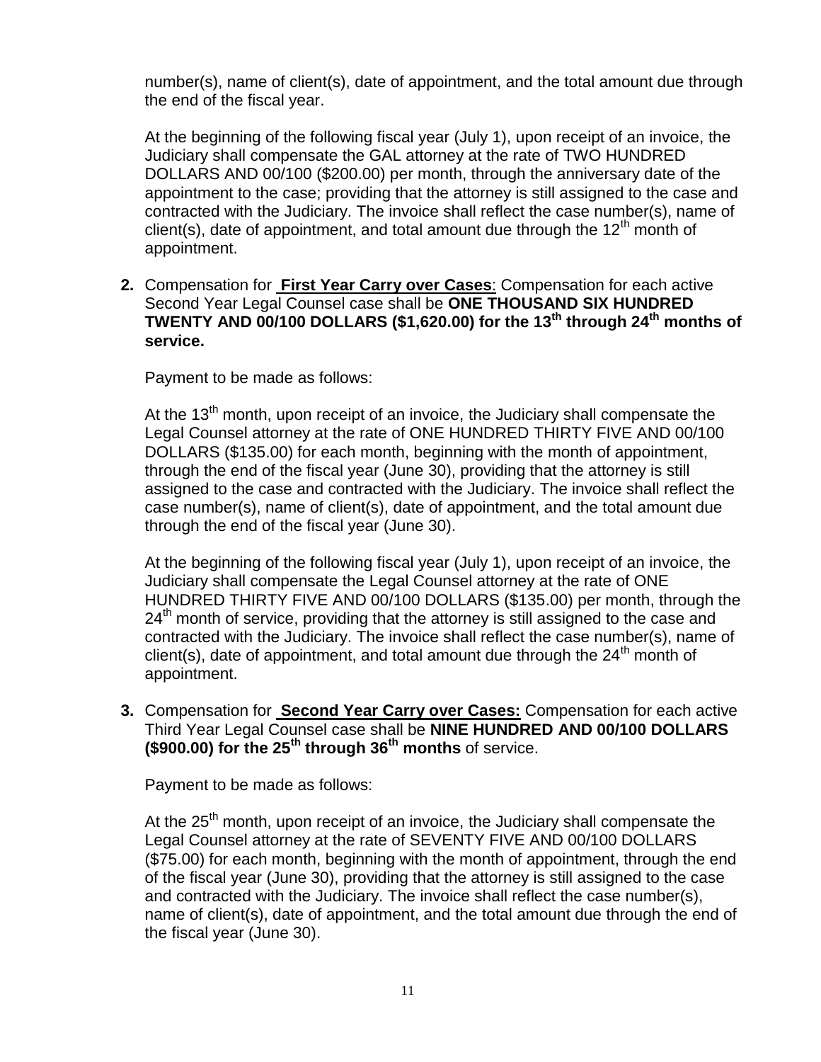number(s), name of client(s), date of appointment, and the total amount due through the end of the fiscal year.

At the beginning of the following fiscal year (July 1), upon receipt of an invoice, the Judiciary shall compensate the GAL attorney at the rate of TWO HUNDRED DOLLARS AND 00/100 ($200.00) per month, through the anniversary date of the appointment to the case; providing that the attorney is still assigned to the case and contracted with the Judiciary. The invoice shall reflect the case number(s), name of client(s), date of appointment, and total amount due through the 12th month of appointment.

**2.** Compensation for **First Year Carry over Cases**: Compensation for each active Second Year Legal Counsel case shall be **ONE THOUSAND SIX HUNDRED TWENTY AND 00/100 DOLLARS ($1,620.00) for the 13th through 24th months of service.**

Payment to be made as follows:

At the 13th month, upon receipt of an invoice, the Judiciary shall compensate the Legal Counsel attorney at the rate of ONE HUNDRED THIRTY FIVE AND 00/100 DOLLARS ($135.00) for each month, beginning with the month of appointment, through the end of the fiscal year (June 30), providing that the attorney is still assigned to the case and contracted with the Judiciary. The invoice shall reflect the case number(s), name of client(s), date of appointment, and the total amount due through the end of the fiscal year (June 30).

At the beginning of the following fiscal year (July 1), upon receipt of an invoice, the Judiciary shall compensate the Legal Counsel attorney at the rate of ONE HUNDRED THIRTY FIVE AND 00/100 DOLLARS ($135.00) per month, through the 24th month of service, providing that the attorney is still assigned to the case and contracted with the Judiciary. The invoice shall reflect the case number(s), name of client(s), date of appointment, and total amount due through the 24th month of appointment.

**3.** Compensation for **Second Year Carry over Cases:** Compensation for each active Third Year Legal Counsel case shall be **NINE HUNDRED AND 00/100 DOLLARS ($900.00) for the 25th through 36th months** of service.

Payment to be made as follows:

At the 25th month, upon receipt of an invoice, the Judiciary shall compensate the Legal Counsel attorney at the rate of SEVENTY FIVE AND 00/100 DOLLARS ($75.00) for each month, beginning with the month of appointment, through the end of the fiscal year (June 30), providing that the attorney is still assigned to the case and contracted with the Judiciary. The invoice shall reflect the case number(s), name of client(s), date of appointment, and the total amount due through the end of the fiscal year (June 30).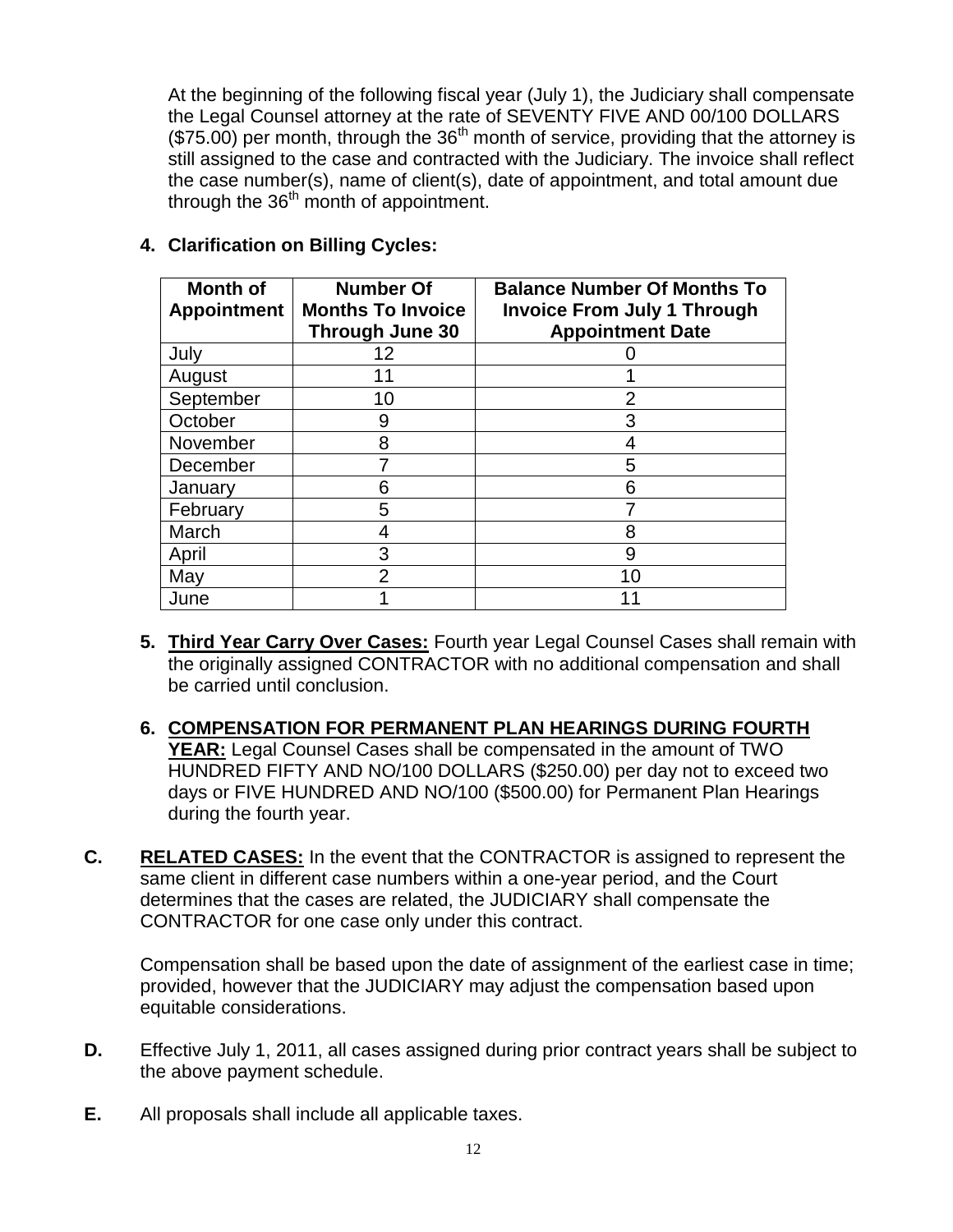At the beginning of the following fiscal year (July 1), the Judiciary shall compensate the Legal Counsel attorney at the rate of SEVENTY FIVE AND 00/100 DOLLARS ($75.00) per month, through the 36th month of service, providing that the attorney is still assigned to the case and contracted with the Judiciary. The invoice shall reflect the case number(s), name of client(s), date of appointment, and total amount due through the 36th month of appointment.

4. **Clarification on Billing Cycles:**

| Month of Appointment | Number Of Months To Invoice Through June 30 | Balance Number Of Months To Invoice From July 1 Through Appointment Date |
|---|---|---|
| July | 12 | 0 |
| August | 11 | 1 |
| September | 10 | 2 |
| October | 9 | 3 |
| November | 8 | 4 |
| December | 7 | 5 |
| January | 6 | 6 |
| February | 5 | 7 |
| March | 4 | 8 |
| April | 3 | 9 |
| May | 2 | 10 |
| June | 1 | 11 |

5. **<u>Third Year Carry Over Cases:</u>** Fourth year Legal Counsel Cases shall remain with the originally assigned CONTRACTOR with no additional compensation and shall be carried until conclusion.

6. **<u>COMPENSATION FOR PERMANENT PLAN HEARINGS DURING FOURTH YEAR:</u>** Legal Counsel Cases shall be compensated in the amount of TWO HUNDRED FIFTY AND NO/100 DOLLARS ($250.00) per day not to exceed two days or FIVE HUNDRED AND NO/100 ($500.00) for Permanent Plan Hearings during the fourth year.

**C.** **<u>RELATED CASES:</u>** In the event that the CONTRACTOR is assigned to represent the same client in different case numbers within a one-year period, and the Court determines that the cases are related, the JUDICIARY shall compensate the CONTRACTOR for one case only under this contract.

Compensation shall be based upon the date of assignment of the earliest case in time; provided, however that the JUDICIARY may adjust the compensation based upon equitable considerations.

**D.** Effective July 1, 2011, all cases assigned during prior contract years shall be subject to the above payment schedule.

**E.** All proposals shall include all applicable taxes.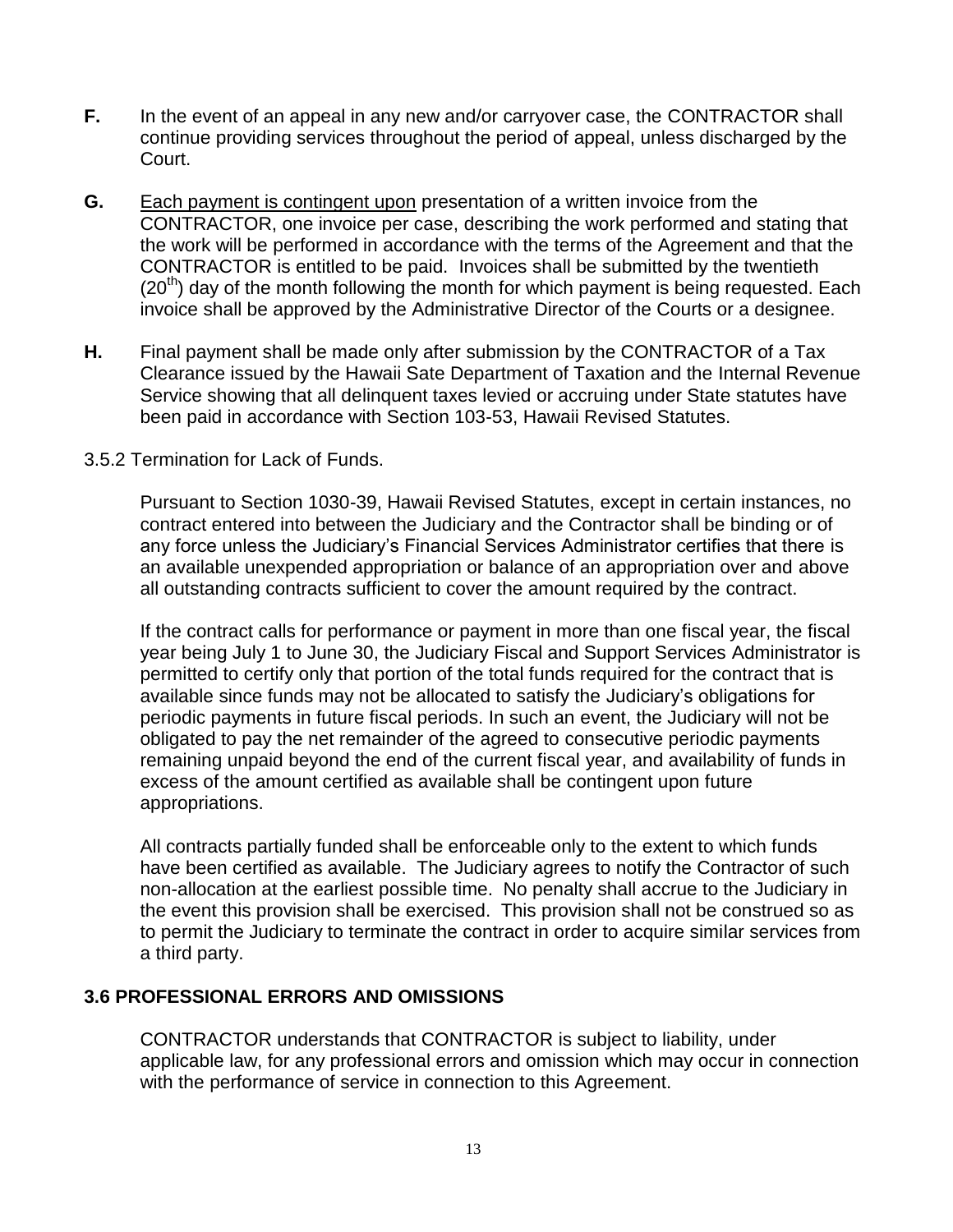**F.** In the event of an appeal in any new and/or carryover case, the CONTRACTOR shall continue providing services throughout the period of appeal, unless discharged by the Court.

**G.** Each payment is contingent upon presentation of a written invoice from the CONTRACTOR, one invoice per case, describing the work performed and stating that the work will be performed in accordance with the terms of the Agreement and that the CONTRACTOR is entitled to be paid. Invoices shall be submitted by the twentieth (20th) day of the month following the month for which payment is being requested. Each invoice shall be approved by the Administrative Director of the Courts or a designee.

**H.** Final payment shall be made only after submission by the CONTRACTOR of a Tax Clearance issued by the Hawaii Sate Department of Taxation and the Internal Revenue Service showing that all delinquent taxes levied or accruing under State statutes have been paid in accordance with Section 103-53, Hawaii Revised Statutes.

3.5.2 Termination for Lack of Funds.

Pursuant to Section 1030-39, Hawaii Revised Statutes, except in certain instances, no contract entered into between the Judiciary and the Contractor shall be binding or of any force unless the Judiciary's Financial Services Administrator certifies that there is an available unexpended appropriation or balance of an appropriation over and above all outstanding contracts sufficient to cover the amount required by the contract.

If the contract calls for performance or payment in more than one fiscal year, the fiscal year being July 1 to June 30, the Judiciary Fiscal and Support Services Administrator is permitted to certify only that portion of the total funds required for the contract that is available since funds may not be allocated to satisfy the Judiciary's obligations for periodic payments in future fiscal periods. In such an event, the Judiciary will not be obligated to pay the net remainder of the agreed to consecutive periodic payments remaining unpaid beyond the end of the current fiscal year, and availability of funds in excess of the amount certified as available shall be contingent upon future appropriations.

All contracts partially funded shall be enforceable only to the extent to which funds have been certified as available. The Judiciary agrees to notify the Contractor of such non-allocation at the earliest possible time. No penalty shall accrue to the Judiciary in the event this provision shall be exercised. This provision shall not be construed so as to permit the Judiciary to terminate the contract in order to acquire similar services from a third party.

### 3.6 PROFESSIONAL ERRORS AND OMISSIONS

CONTRACTOR understands that CONTRACTOR is subject to liability, under applicable law, for any professional errors and omission which may occur in connection with the performance of service in connection to this Agreement.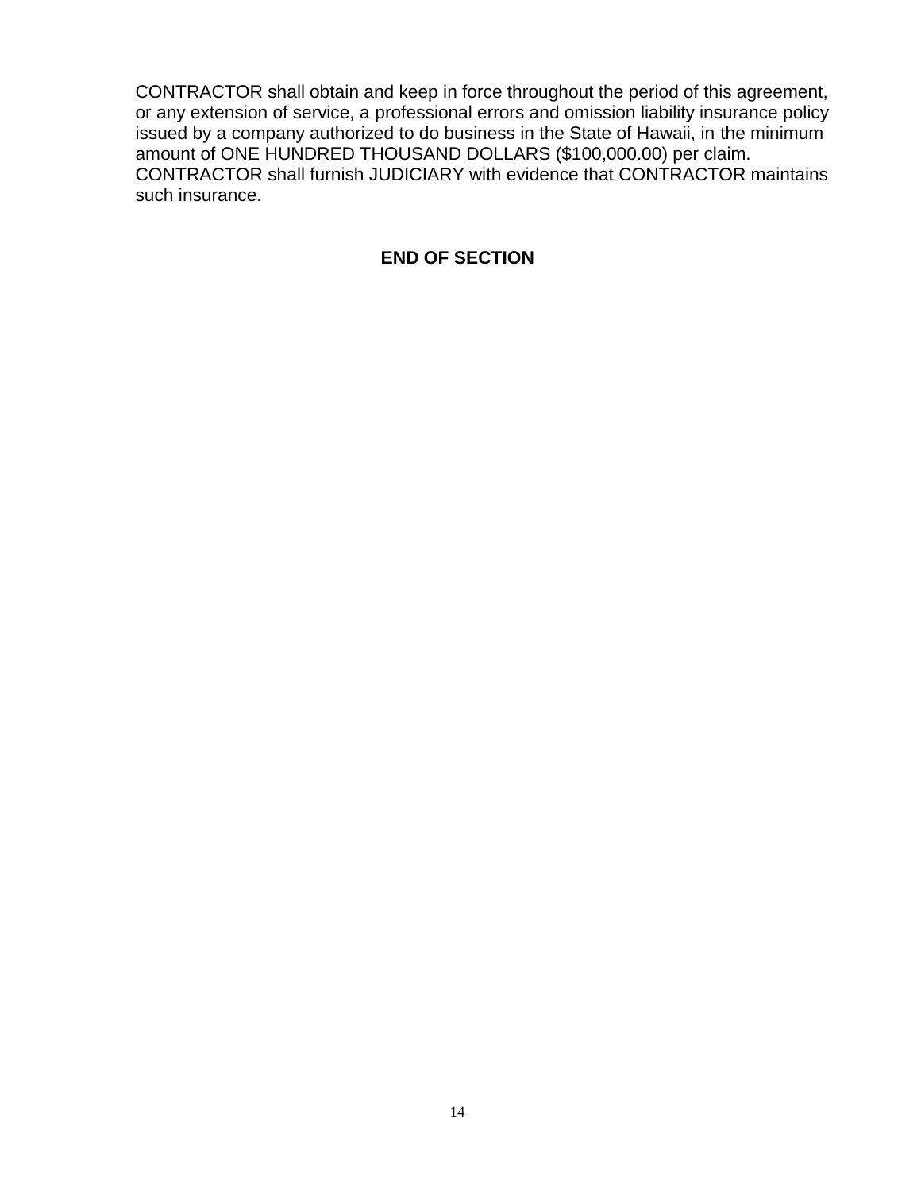CONTRACTOR shall obtain and keep in force throughout the period of this agreement, or any extension of service, a professional errors and omission liability insurance policy issued by a company authorized to do business in the State of Hawaii, in the minimum amount of ONE HUNDRED THOUSAND DOLLARS ($100,000.00) per claim. CONTRACTOR shall furnish JUDICIARY with evidence that CONTRACTOR maintains such insurance.

**END OF SECTION**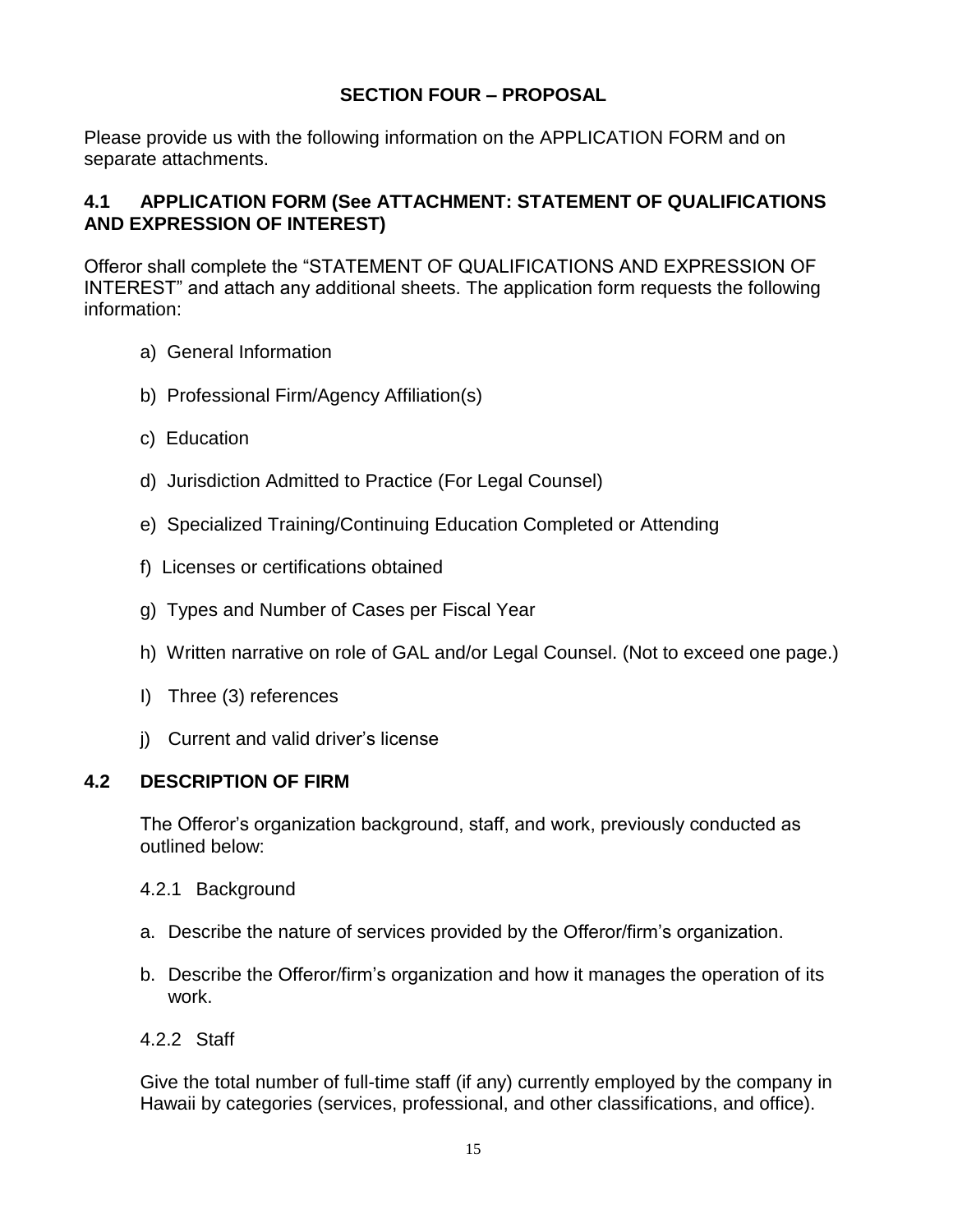## SECTION FOUR – PROPOSAL

Please provide us with the following information on the APPLICATION FORM and on separate attachments.

### 4.1 APPLICATION FORM (See ATTACHMENT: STATEMENT OF QUALIFICATIONS AND EXPRESSION OF INTEREST)

Offeror shall complete the "STATEMENT OF QUALIFICATIONS AND EXPRESSION OF INTEREST" and attach any additional sheets. The application form requests the following information:

a) General Information

b) Professional Firm/Agency Affiliation(s)

c) Education

d) Jurisdiction Admitted to Practice (For Legal Counsel)

e) Specialized Training/Continuing Education Completed or Attending

f) Licenses or certifications obtained

g) Types and Number of Cases per Fiscal Year

h) Written narrative on role of GAL and/or Legal Counsel. (Not to exceed one page.)

I) Three (3) references

j) Current and valid driver's license

### 4.2 DESCRIPTION OF FIRM

The Offeror's organization background, staff, and work, previously conducted as outlined below:

4.2.1 Background

a. Describe the nature of services provided by the Offeror/firm's organization.

b. Describe the Offeror/firm's organization and how it manages the operation of its work.

4.2.2 Staff

Give the total number of full-time staff (if any) currently employed by the company in Hawaii by categories (services, professional, and other classifications, and office).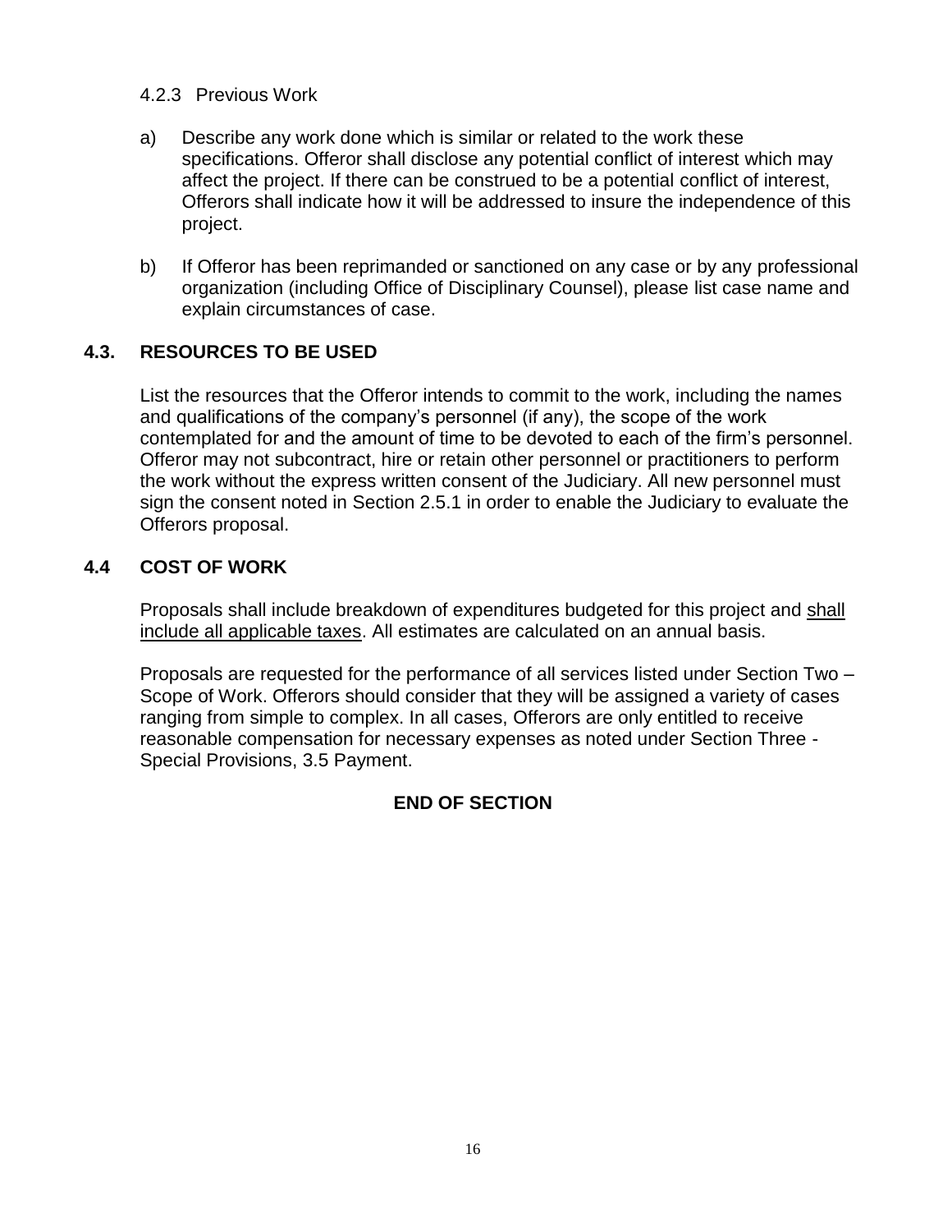#### 4.2.3 Previous Work

a) Describe any work done which is similar or related to the work these specifications. Offeror shall disclose any potential conflict of interest which may affect the project. If there can be construed to be a potential conflict of interest, Offerors shall indicate how it will be addressed to insure the independence of this project.

b) If Offeror has been reprimanded or sanctioned on any case or by any professional organization (including Office of Disciplinary Counsel), please list case name and explain circumstances of case.

### 4.3. RESOURCES TO BE USED

List the resources that the Offeror intends to commit to the work, including the names and qualifications of the company's personnel (if any), the scope of the work contemplated for and the amount of time to be devoted to each of the firm's personnel. Offeror may not subcontract, hire or retain other personnel or practitioners to perform the work without the express written consent of the Judiciary. All new personnel must sign the consent noted in Section 2.5.1 in order to enable the Judiciary to evaluate the Offerors proposal.

### 4.4 COST OF WORK

Proposals shall include breakdown of expenditures budgeted for this project and <u>shall include all applicable taxes</u>. All estimates are calculated on an annual basis.

Proposals are requested for the performance of all services listed under Section Two – Scope of Work. Offerors should consider that they will be assigned a variety of cases ranging from simple to complex. In all cases, Offerors are only entitled to receive reasonable compensation for necessary expenses as noted under Section Three - Special Provisions, 3.5 Payment.

**END OF SECTION**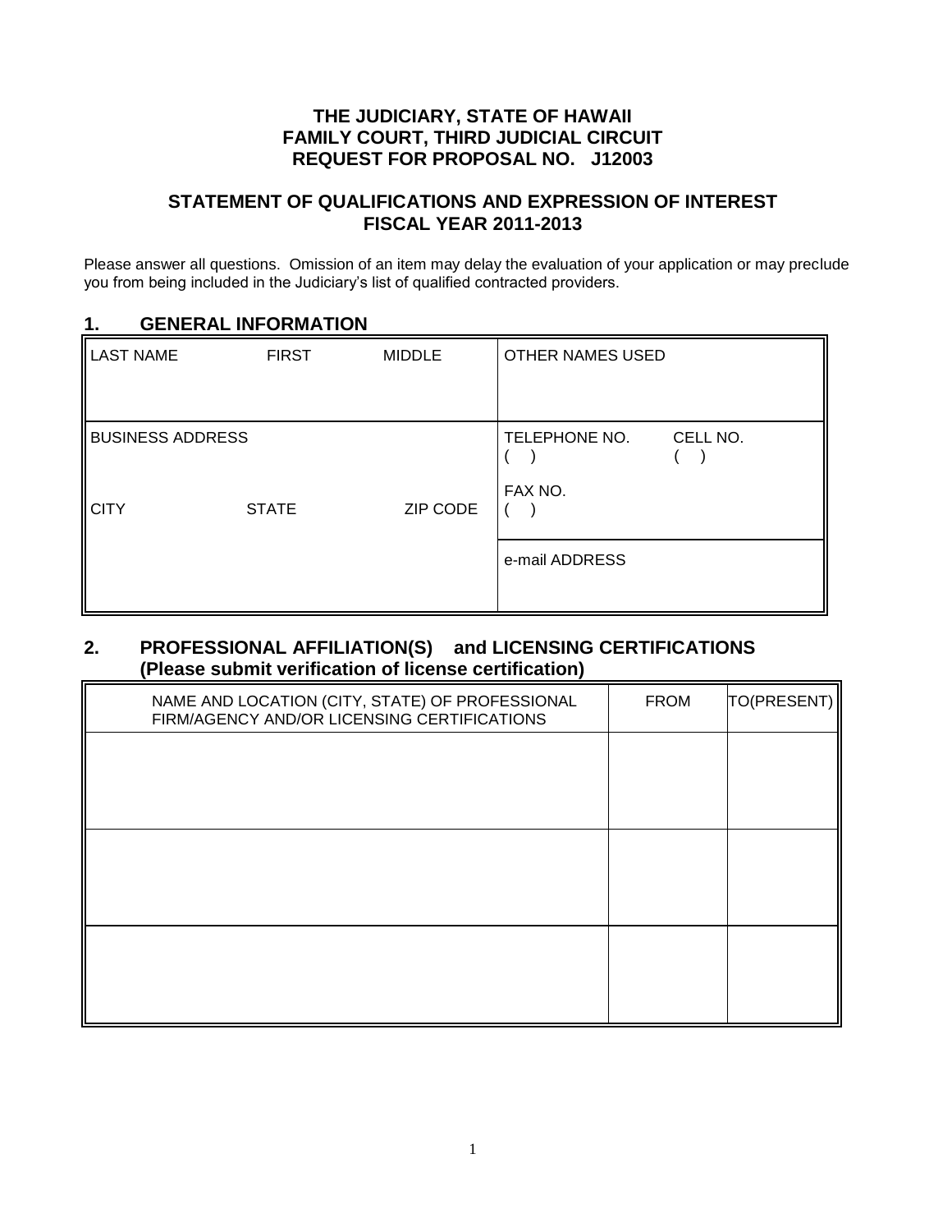**THE JUDICIARY, STATE OF HAWAII**
**FAMILY COURT, THIRD JUDICIAL CIRCUIT**
**REQUEST FOR PROPOSAL NO. J12003**

**STATEMENT OF QUALIFICATIONS AND EXPRESSION OF INTEREST**
**FISCAL YEAR 2011-2013**

Please answer all questions. Omission of an item may delay the evaluation of your application or may preclude you from being included in the Judiciary's list of qualified contracted providers.

## 1. GENERAL INFORMATION

| LAST NAME FIRST MIDDLE | OTHER NAMES USED |
|---|---|
| BUSINESS ADDRESS<br><br>CITY STATE ZIP CODE | TELEPHONE NO. ( ) CELL NO. ( )<br><br>FAX NO. ( ) |
| | e-mail ADDRESS |

## 2. PROFESSIONAL AFFILIATION(S) and LICENSING CERTIFICATIONS (Please submit verification of license certification)

| NAME AND LOCATION (CITY, STATE) OF PROFESSIONAL FIRM/AGENCY AND/OR LICENSING CERTIFICATIONS | FROM | TO(PRESENT) |
|---|---|---|
| | | |
| | | |
| | | |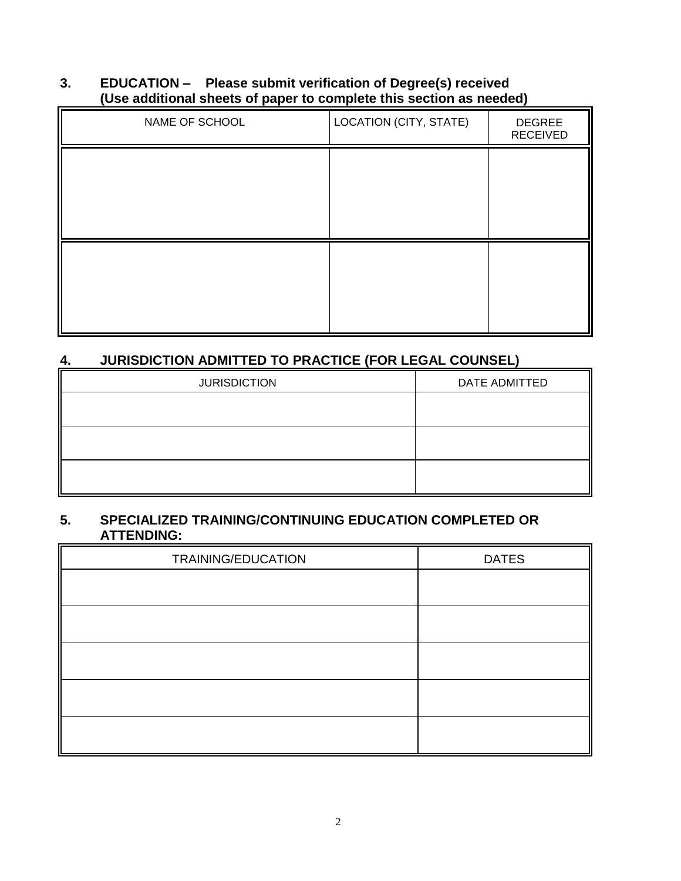### 3. EDUCATION – Please submit verification of Degree(s) received (Use additional sheets of paper to complete this section as needed)

| NAME OF SCHOOL | LOCATION (CITY, STATE) | DEGREE RECEIVED |
|---|---|---|
| | | |
| | | |

### 4. JURISDICTION ADMITTED TO PRACTICE (FOR LEGAL COUNSEL)

| JURISDICTION | DATE ADMITTED |
|---|---|
| | |
| | |
| | |

### 5. SPECIALIZED TRAINING/CONTINUING EDUCATION COMPLETED OR ATTENDING:

| TRAINING/EDUCATION | DATES |
|---|---|
| | |
| | |
| | |
| | |
| | |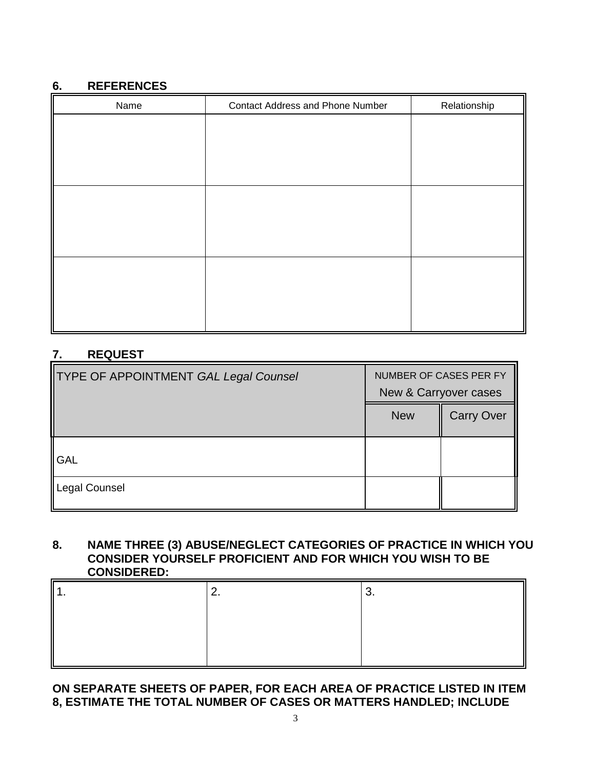## 6. REFERENCES

| Name | Contact Address and Phone Number | Relationship |
|---|---|---|
| | | |
| | | |
| | | |

## 7. REQUEST

| TYPE OF APPOINTMENT *GAL Legal Counsel* | NUMBER OF CASES PER FY New & Carryover cases | |
|---|---|---|
| | New | Carry Over |
| GAL | | |
| Legal Counsel | | |

## 8. NAME THREE (3) ABUSE/NEGLECT CATEGORIES OF PRACTICE IN WHICH YOU CONSIDER YOURSELF PROFICIENT AND FOR WHICH YOU WISH TO BE CONSIDERED:

| 1. | 2. | 3. |
|---|---|---|
| | | |

**ON SEPARATE SHEETS OF PAPER, FOR EACH AREA OF PRACTICE LISTED IN ITEM 8, ESTIMATE THE TOTAL NUMBER OF CASES OR MATTERS HANDLED; INCLUDE**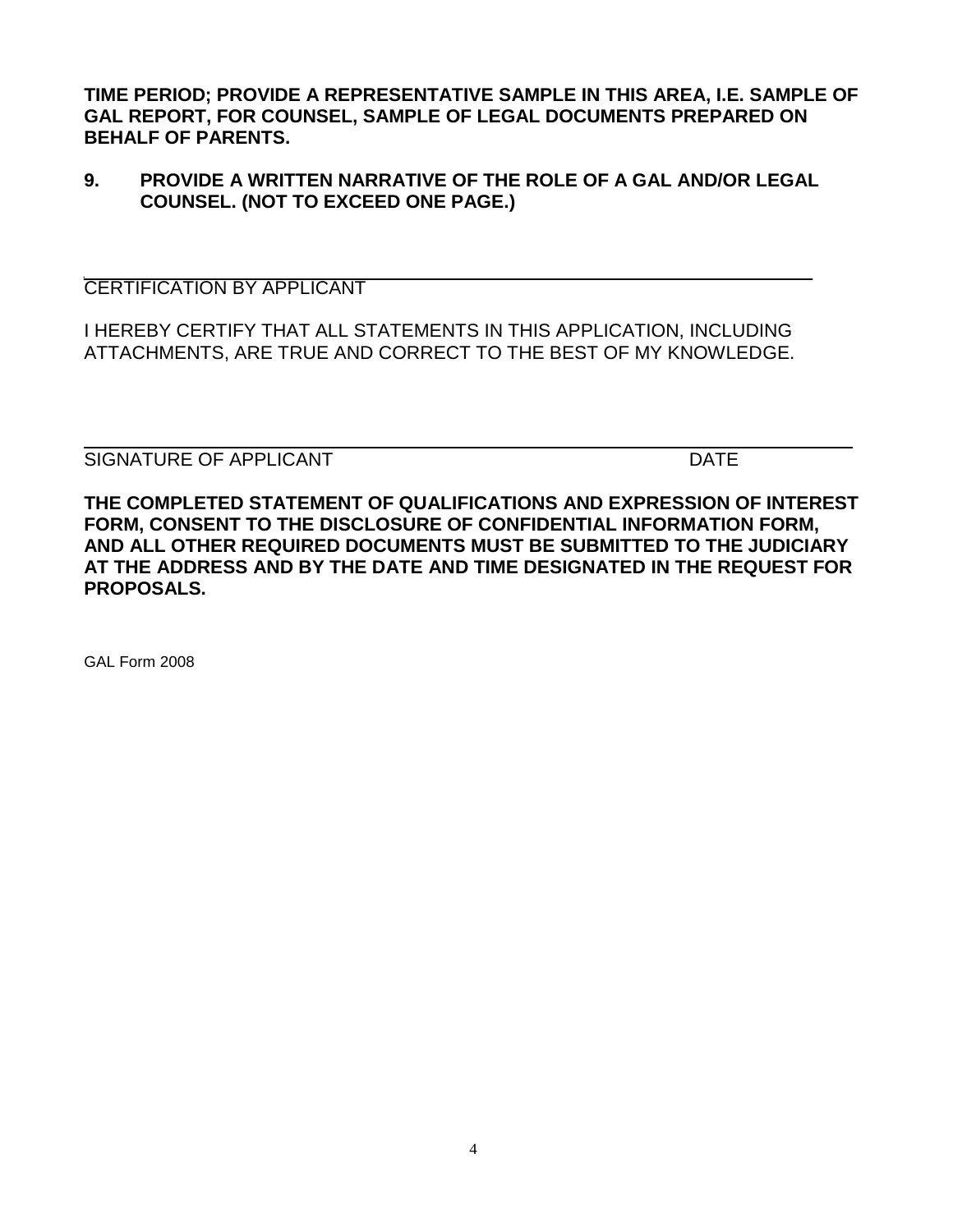**TIME PERIOD; PROVIDE A REPRESENTATIVE SAMPLE IN THIS AREA, I.E. SAMPLE OF GAL REPORT, FOR COUNSEL, SAMPLE OF LEGAL DOCUMENTS PREPARED ON BEHALF OF PARENTS.**

**9. PROVIDE A WRITTEN NARRATIVE OF THE ROLE OF A GAL AND/OR LEGAL COUNSEL. (NOT TO EXCEED ONE PAGE.)**

CERTIFICATION BY APPLICANT

I HEREBY CERTIFY THAT ALL STATEMENTS IN THIS APPLICATION, INCLUDING ATTACHMENTS, ARE TRUE AND CORRECT TO THE BEST OF MY KNOWLEDGE.

_______________________________________________________________

SIGNATURE OF APPLICANT DATE

**THE COMPLETED STATEMENT OF QUALIFICATIONS AND EXPRESSION OF INTEREST FORM, CONSENT TO THE DISCLOSURE OF CONFIDENTIAL INFORMATION FORM, AND ALL OTHER REQUIRED DOCUMENTS MUST BE SUBMITTED TO THE JUDICIARY AT THE ADDRESS AND BY THE DATE AND TIME DESIGNATED IN THE REQUEST FOR PROPOSALS.**

GAL Form 2008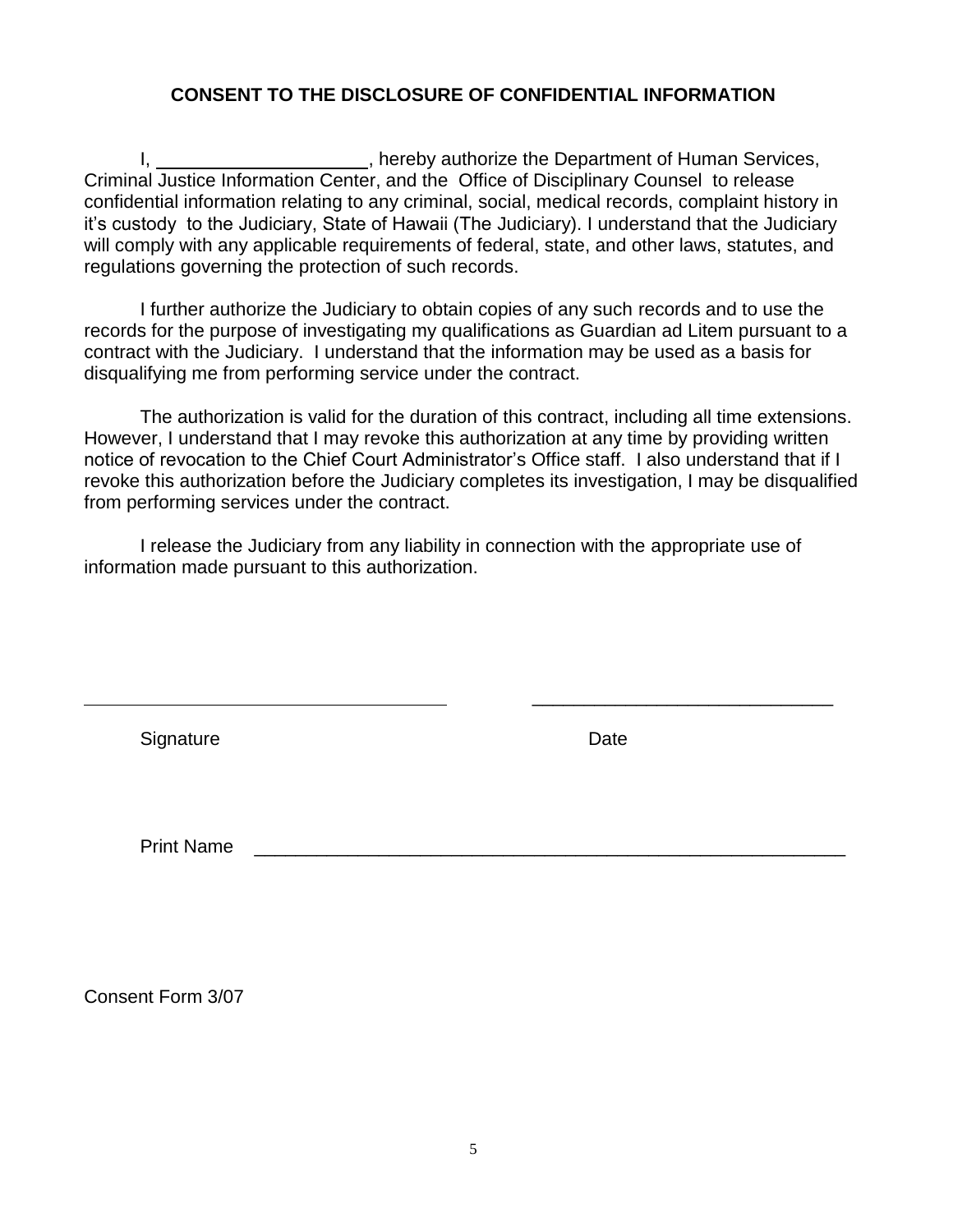**CONSENT TO THE DISCLOSURE OF CONFIDENTIAL INFORMATION**

I, \_\_\_\_\_\_\_\_\_\_\_\_\_\_\_\_\_\_\_\_, hereby authorize the Department of Human Services, Criminal Justice Information Center, and the Office of Disciplinary Counsel to release confidential information relating to any criminal, social, medical records, complaint history in it's custody to the Judiciary, State of Hawaii (The Judiciary). I understand that the Judiciary will comply with any applicable requirements of federal, state, and other laws, statutes, and regulations governing the protection of such records.

I further authorize the Judiciary to obtain copies of any such records and to use the records for the purpose of investigating my qualifications as Guardian ad Litem pursuant to a contract with the Judiciary. I understand that the information may be used as a basis for disqualifying me from performing service under the contract.

The authorization is valid for the duration of this contract, including all time extensions. However, I understand that I may revoke this authorization at any time by providing written notice of revocation to the Chief Court Administrator's Office staff. I also understand that if I revoke this authorization before the Judiciary completes its investigation, I may be disqualified from performing services under the contract.

I release the Judiciary from any liability in connection with the appropriate use of information made pursuant to this authorization.

\_\_\_\_\_\_\_\_\_\_\_\_\_\_\_\_\_\_\_\_\_\_\_\_\_\_\_\_\_\_\_\_\_\_\_\_ \_\_\_\_\_\_\_\_\_\_\_\_\_\_\_\_\_\_\_\_\_\_\_\_\_\_\_\_\_\_

Signature Date

Print Name \_\_\_\_\_\_\_\_\_\_\_\_\_\_\_\_\_\_\_\_\_\_\_\_\_\_\_\_\_\_\_\_\_\_\_\_\_\_\_\_\_\_\_\_\_\_\_\_\_\_\_\_\_\_\_\_\_\_

Consent Form 3/07